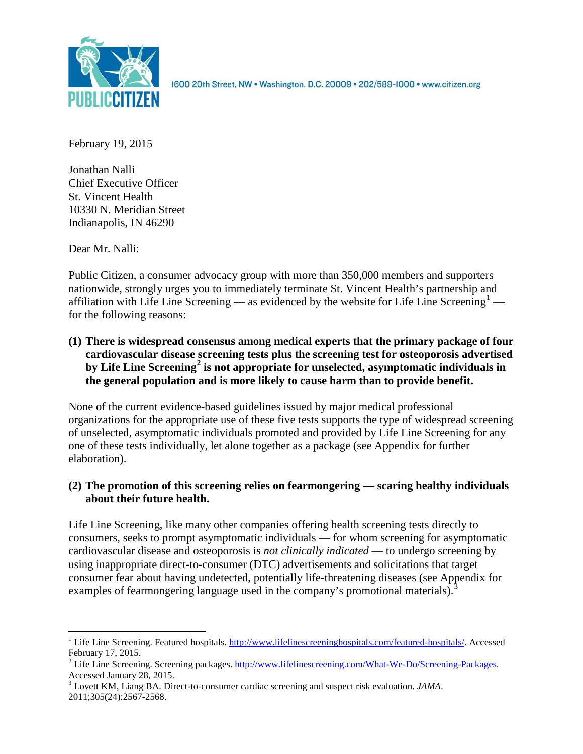1600 20th Street, NW • Washington, D.C. 20009 • 202/588-1000 • www.citizen.org

February 19, 2015

Jonathan Nalli
Chief Executive Officer
St. Vincent Health
10330 N. Meridian Street
Indianapolis, IN 46290

Dear Mr. Nalli:

Public Citizen, a consumer advocacy group with more than 350,000 members and supporters nationwide, strongly urges you to immediately terminate St. Vincent Health's partnership and affiliation with Life Line Screening — as evidenced by the website for Life Line Screening[1] — for the following reasons:

**(1) There is widespread consensus among medical experts that the primary package of four cardiovascular disease screening tests plus the screening test for osteoporosis advertised by Life Line Screening[2] is not appropriate for unselected, asymptomatic individuals in the general population and is more likely to cause harm than to provide benefit.**

None of the current evidence-based guidelines issued by major medical professional organizations for the appropriate use of these five tests supports the type of widespread screening of unselected, asymptomatic individuals promoted and provided by Life Line Screening for any one of these tests individually, let alone together as a package (see Appendix for further elaboration).

**(2) The promotion of this screening relies on fearmongering — scaring healthy individuals about their future health.**

Life Line Screening, like many other companies offering health screening tests directly to consumers, seeks to prompt asymptomatic individuals — for whom screening for asymptomatic cardiovascular disease and osteoporosis is *not clinically indicated* — to undergo screening by using inappropriate direct-to-consumer (DTC) advertisements and solicitations that target consumer fear about having undetected, potentially life-threatening diseases (see Appendix for examples of fearmongering language used in the company's promotional materials).[3]

[1] Life Line Screening. Featured hospitals. http://www.lifelinescreeninghospitals.com/featured-hospitals/. Accessed February 17, 2015.

[2] Life Line Screening. Screening packages. http://www.lifelinescreening.com/What-We-Do/Screening-Packages. Accessed January 28, 2015.

[3] Lovett KM, Liang BA. Direct-to-consumer cardiac screening and suspect risk evaluation. *JAMA*. 2011;305(24):2567-2568.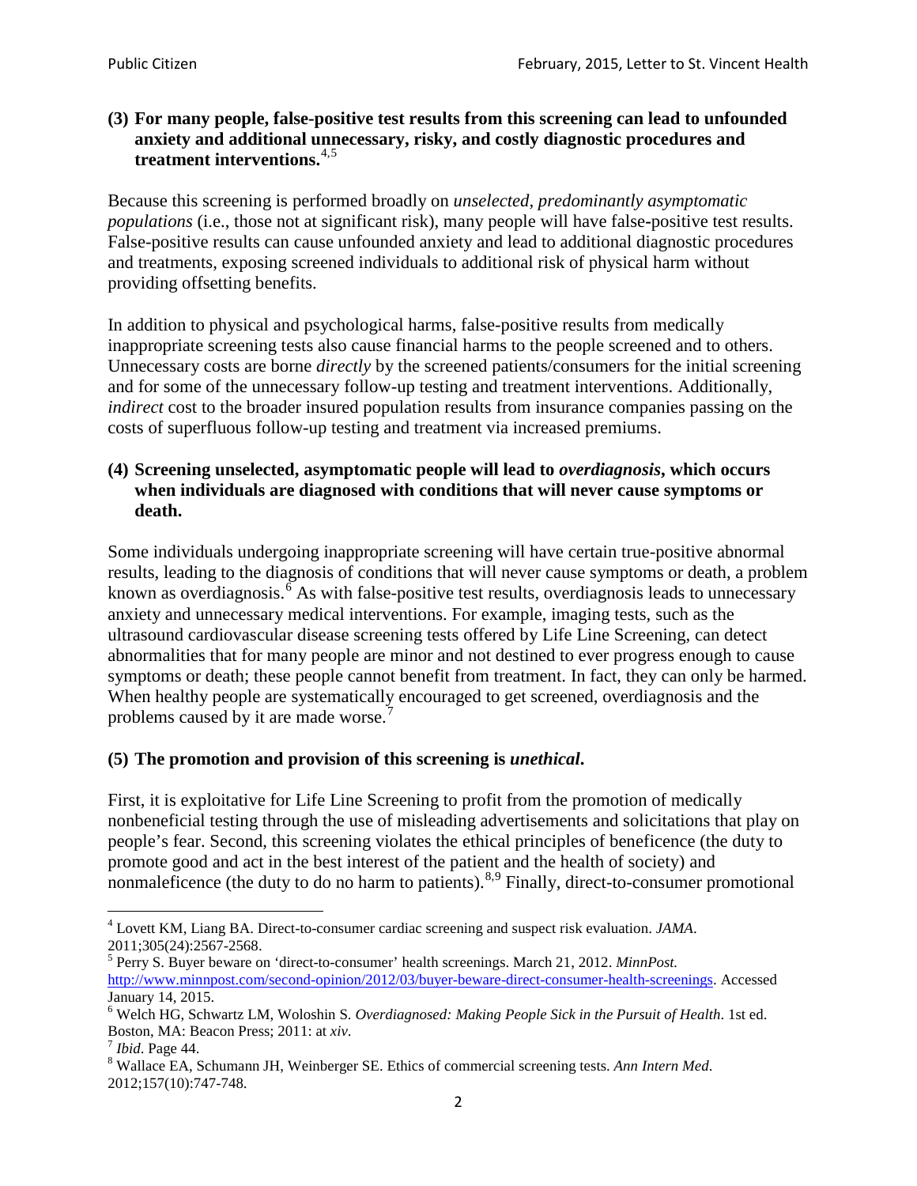**(3) For many people, false-positive test results from this screening can lead to unfounded anxiety and additional unnecessary, risky, and costly diagnostic procedures and treatment interventions.**[4,5]

Because this screening is performed broadly on *unselected, predominantly asymptomatic populations* (i.e., those not at significant risk), many people will have false-positive test results. False-positive results can cause unfounded anxiety and lead to additional diagnostic procedures and treatments, exposing screened individuals to additional risk of physical harm without providing offsetting benefits.

In addition to physical and psychological harms, false-positive results from medically inappropriate screening tests also cause financial harms to the people screened and to others. Unnecessary costs are borne *directly* by the screened patients/consumers for the initial screening and for some of the unnecessary follow-up testing and treatment interventions. Additionally, *indirect* cost to the broader insured population results from insurance companies passing on the costs of superfluous follow-up testing and treatment via increased premiums.

**(4) Screening unselected, asymptomatic people will lead to *overdiagnosis*, which occurs when individuals are diagnosed with conditions that will never cause symptoms or death.**

Some individuals undergoing inappropriate screening will have certain true-positive abnormal results, leading to the diagnosis of conditions that will never cause symptoms or death, a problem known as overdiagnosis.[6] As with false-positive test results, overdiagnosis leads to unnecessary anxiety and unnecessary medical interventions. For example, imaging tests, such as the ultrasound cardiovascular disease screening tests offered by Life Line Screening, can detect abnormalities that for many people are minor and not destined to ever progress enough to cause symptoms or death; these people cannot benefit from treatment. In fact, they can only be harmed. When healthy people are systematically encouraged to get screened, overdiagnosis and the problems caused by it are made worse.[7]

**(5) The promotion and provision of this screening is *unethical*.**

First, it is exploitative for Life Line Screening to profit from the promotion of medically nonbeneficial testing through the use of misleading advertisements and solicitations that play on people's fear. Second, this screening violates the ethical principles of beneficence (the duty to promote good and act in the best interest of the patient and the health of society) and nonmaleficence (the duty to do no harm to patients).[8,9] Finally, direct-to-consumer promotional

---

[4] Lovett KM, Liang BA. Direct-to-consumer cardiac screening and suspect risk evaluation. *JAMA*. 2011;305(24):2567-2568.

[5] Perry S. Buyer beware on 'direct-to-consumer' health screenings. March 21, 2012. *MinnPost.* http://www.minnpost.com/second-opinion/2012/03/buyer-beware-direct-consumer-health-screenings. Accessed January 14, 2015.

[6] Welch HG, Schwartz LM, Woloshin S. *Overdiagnosed: Making People Sick in the Pursuit of Health*. 1st ed. Boston, MA: Beacon Press; 2011: at *xiv*.

[7] *Ibid*. Page 44.

[8] Wallace EA, Schumann JH, Weinberger SE. Ethics of commercial screening tests. *Ann Intern Med*. 2012;157(10):747-748.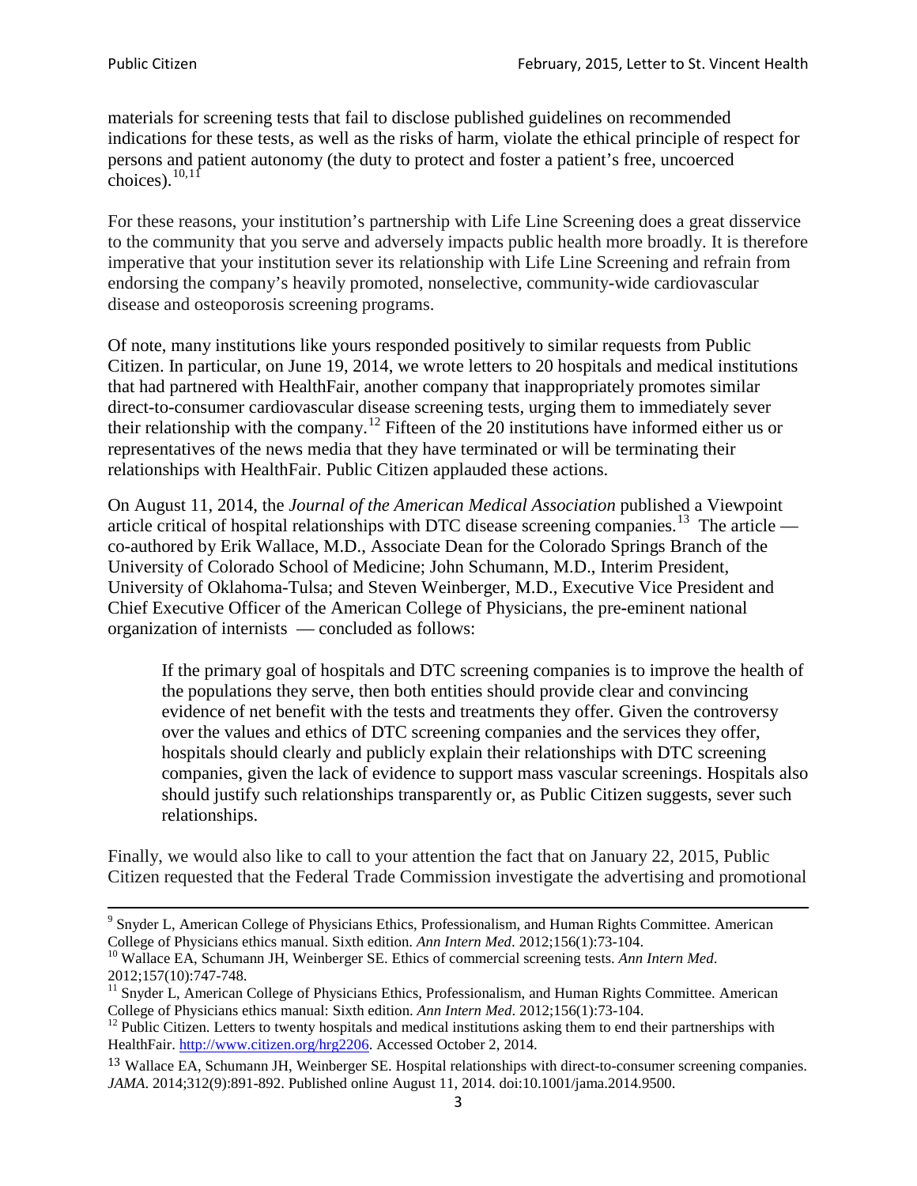materials for screening tests that fail to disclose published guidelines on recommended indications for these tests, as well as the risks of harm, violate the ethical principle of respect for persons and patient autonomy (the duty to protect and foster a patient's free, uncoerced choices).[10,11]

For these reasons, your institution's partnership with Life Line Screening does a great disservice to the community that you serve and adversely impacts public health more broadly. It is therefore imperative that your institution sever its relationship with Life Line Screening and refrain from endorsing the company's heavily promoted, nonselective, community-wide cardiovascular disease and osteoporosis screening programs.

Of note, many institutions like yours responded positively to similar requests from Public Citizen. In particular, on June 19, 2014, we wrote letters to 20 hospitals and medical institutions that had partnered with HealthFair, another company that inappropriately promotes similar direct-to-consumer cardiovascular disease screening tests, urging them to immediately sever their relationship with the company.[12] Fifteen of the 20 institutions have informed either us or representatives of the news media that they have terminated or will be terminating their relationships with HealthFair. Public Citizen applauded these actions.

On August 11, 2014, the *Journal of the American Medical Association* published a Viewpoint article critical of hospital relationships with DTC disease screening companies.[13] The article — co-authored by Erik Wallace, M.D., Associate Dean for the Colorado Springs Branch of the University of Colorado School of Medicine; John Schumann, M.D., Interim President, University of Oklahoma-Tulsa; and Steven Weinberger, M.D., Executive Vice President and Chief Executive Officer of the American College of Physicians, the pre-eminent national organization of internists — concluded as follows:

> If the primary goal of hospitals and DTC screening companies is to improve the health of the populations they serve, then both entities should provide clear and convincing evidence of net benefit with the tests and treatments they offer. Given the controversy over the values and ethics of DTC screening companies and the services they offer, hospitals should clearly and publicly explain their relationships with DTC screening companies, given the lack of evidence to support mass vascular screenings. Hospitals also should justify such relationships transparently or, as Public Citizen suggests, sever such relationships.

Finally, we would also like to call to your attention the fact that on January 22, 2015, Public Citizen requested that the Federal Trade Commission investigate the advertising and promotional

---

[9] Snyder L, American College of Physicians Ethics, Professionalism, and Human Rights Committee. American College of Physicians ethics manual. Sixth edition. *Ann Intern Med*. 2012;156(1):73-104.

[10] Wallace EA, Schumann JH, Weinberger SE. Ethics of commercial screening tests. *Ann Intern Med*. 2012;157(10):747-748.

[11] Snyder L, American College of Physicians Ethics, Professionalism, and Human Rights Committee. American College of Physicians ethics manual: Sixth edition. *Ann Intern Med*. 2012;156(1):73-104.

[12] Public Citizen. Letters to twenty hospitals and medical institutions asking them to end their partnerships with HealthFair. http://www.citizen.org/hrg2206. Accessed October 2, 2014.

[13] Wallace EA, Schumann JH, Weinberger SE. Hospital relationships with direct-to-consumer screening companies. *JAMA*. 2014;312(9):891-892. Published online August 11, 2014. doi:10.1001/jama.2014.9500.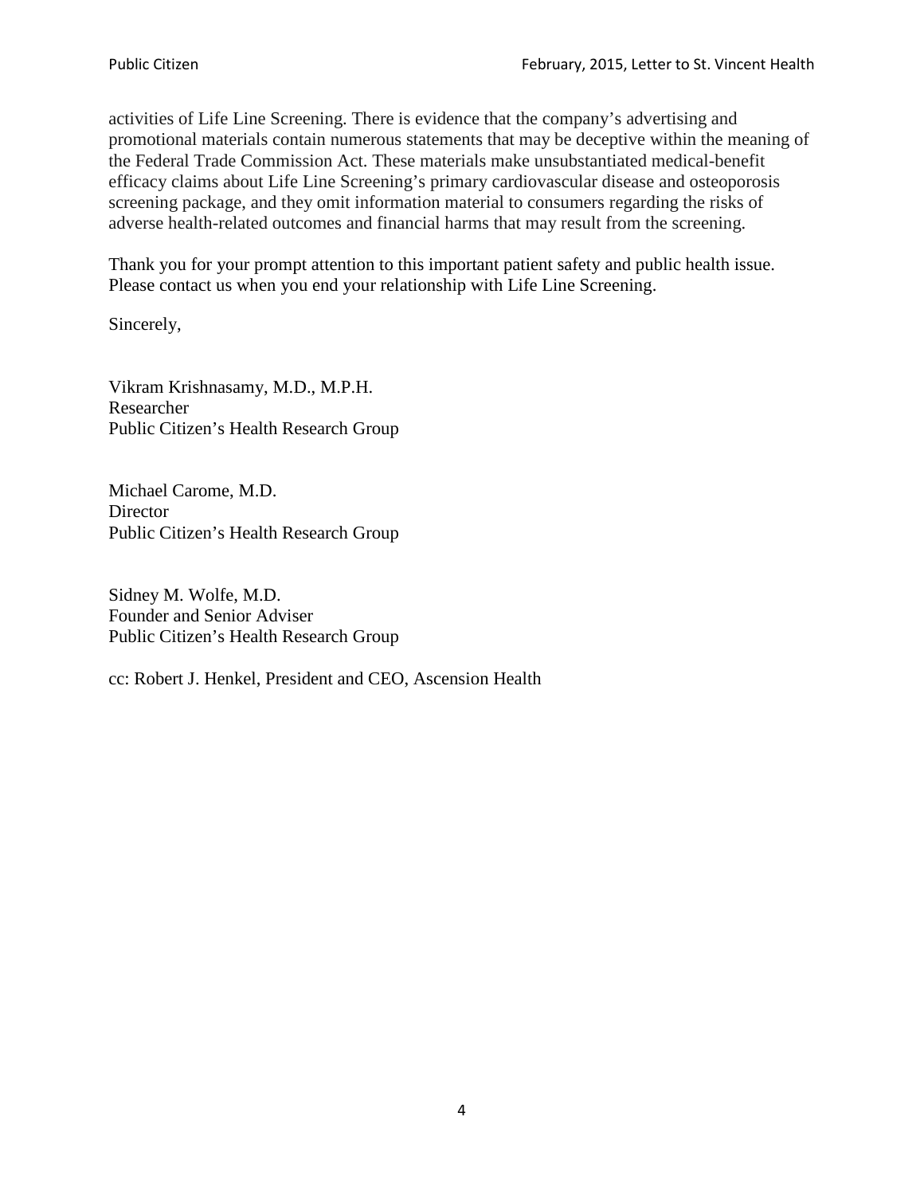activities of Life Line Screening. There is evidence that the company's advertising and promotional materials contain numerous statements that may be deceptive within the meaning of the Federal Trade Commission Act. These materials make unsubstantiated medical-benefit efficacy claims about Life Line Screening's primary cardiovascular disease and osteoporosis screening package, and they omit information material to consumers regarding the risks of adverse health-related outcomes and financial harms that may result from the screening.

Thank you for your prompt attention to this important patient safety and public health issue. Please contact us when you end your relationship with Life Line Screening.

Sincerely,

Vikram Krishnasamy, M.D., M.P.H.
Researcher
Public Citizen's Health Research Group

Michael Carome, M.D.
Director
Public Citizen's Health Research Group

Sidney M. Wolfe, M.D.
Founder and Senior Adviser
Public Citizen's Health Research Group

cc: Robert J. Henkel, President and CEO, Ascension Health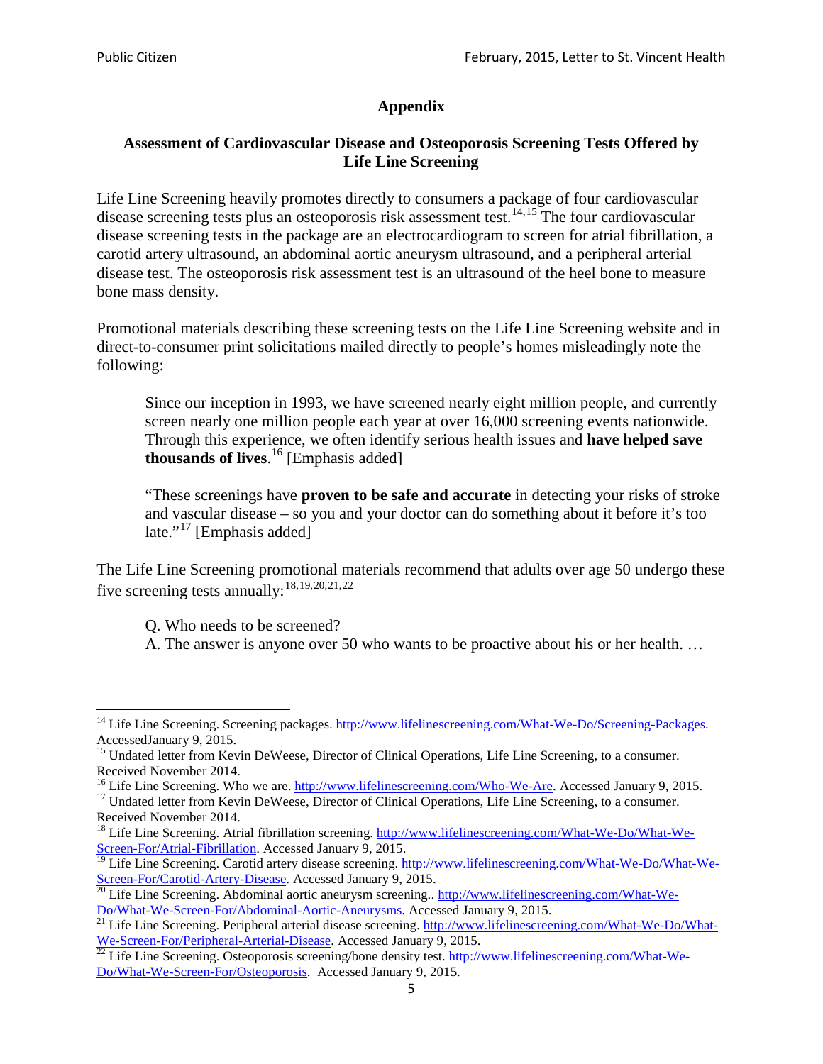## Appendix

### Assessment of Cardiovascular Disease and Osteoporosis Screening Tests Offered by Life Line Screening

Life Line Screening heavily promotes directly to consumers a package of four cardiovascular disease screening tests plus an osteoporosis risk assessment test.[14,15] The four cardiovascular disease screening tests in the package are an electrocardiogram to screen for atrial fibrillation, a carotid artery ultrasound, an abdominal aortic aneurysm ultrasound, and a peripheral arterial disease test. The osteoporosis risk assessment test is an ultrasound of the heel bone to measure bone mass density.

Promotional materials describing these screening tests on the Life Line Screening website and in direct-to-consumer print solicitations mailed directly to people's homes misleadingly note the following:

> Since our inception in 1993, we have screened nearly eight million people, and currently screen nearly one million people each year at over 16,000 screening events nationwide. Through this experience, we often identify serious health issues and **have helped save thousands of lives**.[16] [Emphasis added]
>
> "These screenings have **proven to be safe and accurate** in detecting your risks of stroke and vascular disease – so you and your doctor can do something about it before it's too late."[17] [Emphasis added]

The Life Line Screening promotional materials recommend that adults over age 50 undergo these five screening tests annually:[18,19,20,21,22]

> Q. Who needs to be screened?
> A. The answer is anyone over 50 who wants to be proactive about his or her health. …

---

[14] Life Line Screening. Screening packages. http://www.lifelinescreening.com/What-We-Do/Screening-Packages. AccessedJanuary 9, 2015.

[15] Undated letter from Kevin DeWeese, Director of Clinical Operations, Life Line Screening, to a consumer. Received November 2014.

[16] Life Line Screening. Who we are. http://www.lifelinescreening.com/Who-We-Are. Accessed January 9, 2015.

[17] Undated letter from Kevin DeWeese, Director of Clinical Operations, Life Line Screening, to a consumer. Received November 2014.

[18] Life Line Screening. Atrial fibrillation screening. http://www.lifelinescreening.com/What-We-Do/What-We-Screen-For/Atrial-Fibrillation. Accessed January 9, 2015.

[19] Life Line Screening. Carotid artery disease screening. http://www.lifelinescreening.com/What-We-Do/What-We-Screen-For/Carotid-Artery-Disease. Accessed January 9, 2015.

[20] Life Line Screening. Abdominal aortic aneurysm screening.. http://www.lifelinescreening.com/What-We-Do/What-We-Screen-For/Abdominal-Aortic-Aneurysms. Accessed January 9, 2015.

[21] Life Line Screening. Peripheral arterial disease screening. http://www.lifelinescreening.com/What-We-Do/What-We-Screen-For/Peripheral-Arterial-Disease. Accessed January 9, 2015.

[22] Life Line Screening. Osteoporosis screening/bone density test. http://www.lifelinescreening.com/What-We-Do/What-We-Screen-For/Osteoporosis. Accessed January 9, 2015.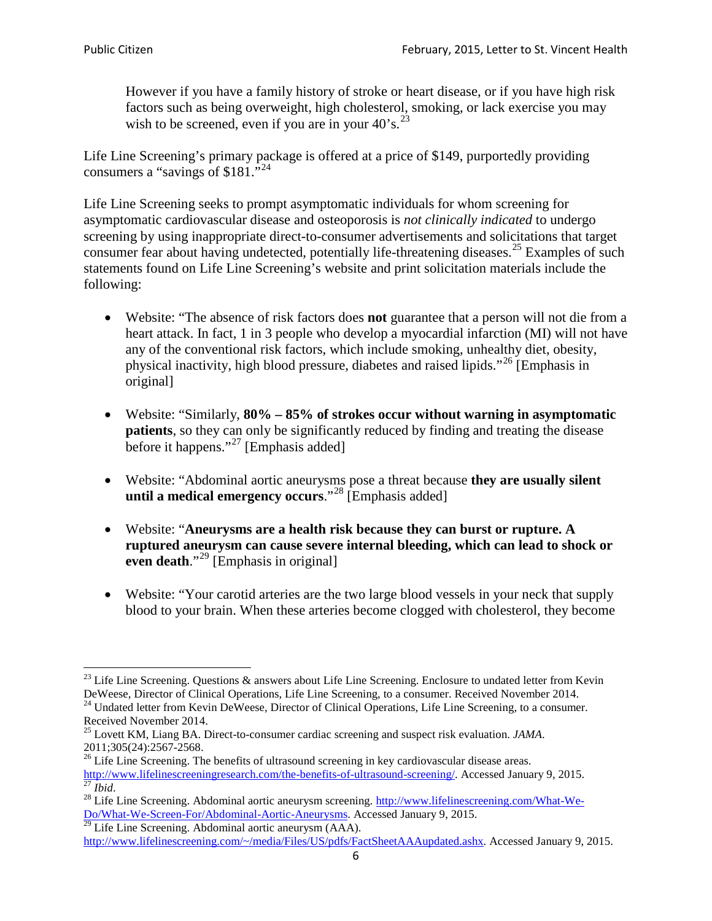> However if you have a family history of stroke or heart disease, or if you have high risk factors such as being overweight, high cholesterol, smoking, or lack exercise you may wish to be screened, even if you are in your 40's.[23]

Life Line Screening's primary package is offered at a price of $149, purportedly providing consumers a "savings of $181."[24]

Life Line Screening seeks to prompt asymptomatic individuals for whom screening for asymptomatic cardiovascular disease and osteoporosis is *not clinically indicated* to undergo screening by using inappropriate direct-to-consumer advertisements and solicitations that target consumer fear about having undetected, potentially life-threatening diseases.[25] Examples of such statements found on Life Line Screening's website and print solicitation materials include the following:

- Website: "The absence of risk factors does **not** guarantee that a person will not die from a heart attack. In fact, 1 in 3 people who develop a myocardial infarction (MI) will not have any of the conventional risk factors, which include smoking, unhealthy diet, obesity, physical inactivity, high blood pressure, diabetes and raised lipids."[26] [Emphasis in original]

- Website: "Similarly, **80% – 85% of strokes occur without warning in asymptomatic patients**, so they can only be significantly reduced by finding and treating the disease before it happens."[27] [Emphasis added]

- Website: "Abdominal aortic aneurysms pose a threat because **they are usually silent until a medical emergency occurs**."[28] [Emphasis added]

- Website: "**Aneurysms are a health risk because they can burst or rupture. A ruptured aneurysm can cause severe internal bleeding, which can lead to shock or even death**."[29] [Emphasis in original]

- Website: "Your carotid arteries are the two large blood vessels in your neck that supply blood to your brain. When these arteries become clogged with cholesterol, they become

---

[23] Life Line Screening. Questions & answers about Life Line Screening. Enclosure to undated letter from Kevin DeWeese, Director of Clinical Operations, Life Line Screening, to a consumer. Received November 2014.

[24] Undated letter from Kevin DeWeese, Director of Clinical Operations, Life Line Screening, to a consumer. Received November 2014.

[25] Lovett KM, Liang BA. Direct-to-consumer cardiac screening and suspect risk evaluation. *JAMA*. 2011;305(24):2567-2568.

[26] Life Line Screening. The benefits of ultrasound screening in key cardiovascular disease areas. http://www.lifelinescreeningresearch.com/the-benefits-of-ultrasound-screening/. Accessed January 9, 2015.

[27] *Ibid*.

[28] Life Line Screening. Abdominal aortic aneurysm screening. http://www.lifelinescreening.com/What-We-Do/What-We-Screen-For/Abdominal-Aortic-Aneurysms. Accessed January 9, 2015.

[29] Life Line Screening. Abdominal aortic aneurysm (AAA). http://www.lifelinescreening.com/~/media/Files/US/pdfs/FactSheetAAAupdated.ashx. Accessed January 9, 2015.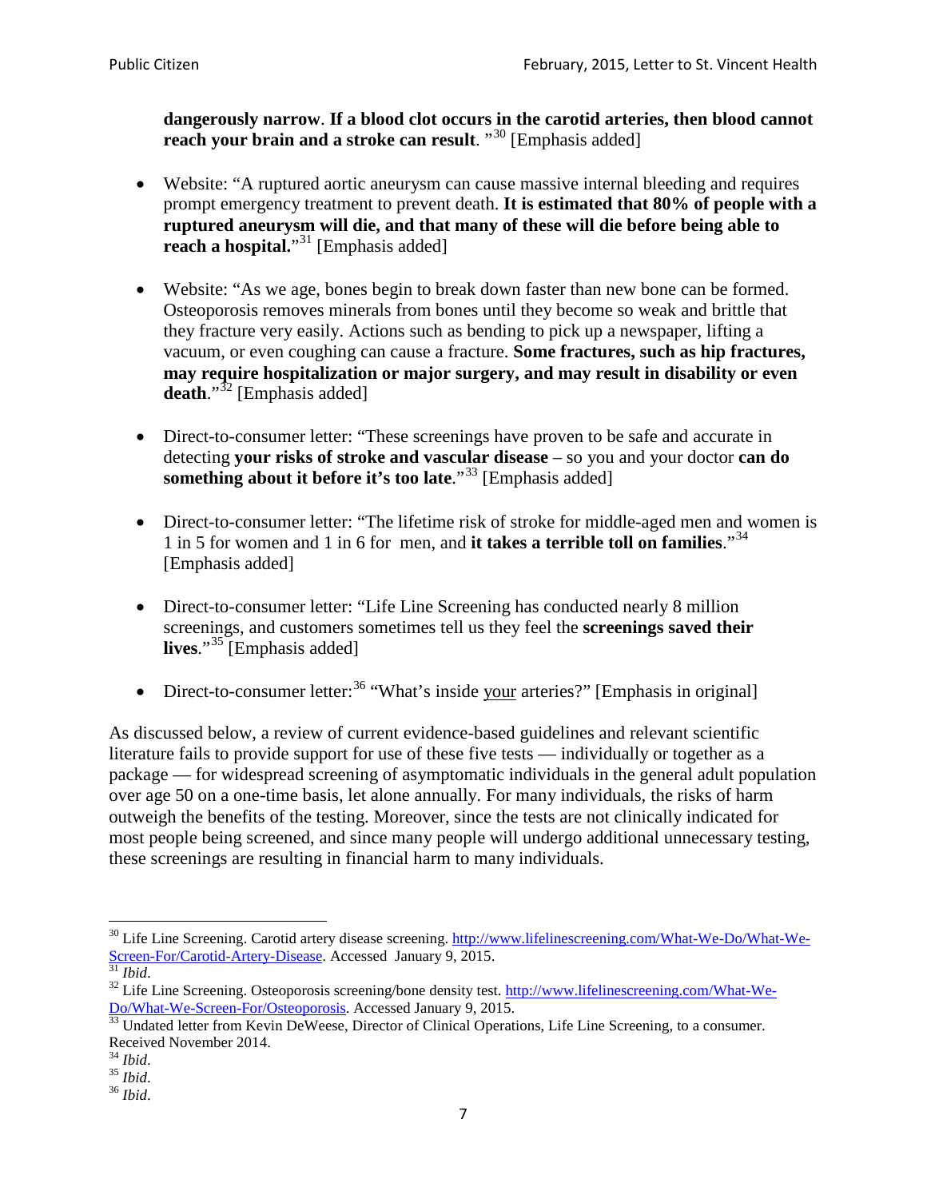**dangerously narrow**. **If a blood clot occurs in the carotid arteries, then blood cannot reach your brain and a stroke can result**. "[30] [Emphasis added]

- Website: "A ruptured aortic aneurysm can cause massive internal bleeding and requires prompt emergency treatment to prevent death. **It is estimated that 80% of people with a ruptured aneurysm will die, and that many of these will die before being able to reach a hospital.**"[31] [Emphasis added]

- Website: "As we age, bones begin to break down faster than new bone can be formed. Osteoporosis removes minerals from bones until they become so weak and brittle that they fracture very easily. Actions such as bending to pick up a newspaper, lifting a vacuum, or even coughing can cause a fracture. **Some fractures, such as hip fractures, may require hospitalization or major surgery, and may result in disability or even death**."[32] [Emphasis added]

- Direct-to-consumer letter: "These screenings have proven to be safe and accurate in detecting **your risks of stroke and vascular disease** – so you and your doctor **can do something about it before it's too late**."[33] [Emphasis added]

- Direct-to-consumer letter: "The lifetime risk of stroke for middle-aged men and women is 1 in 5 for women and 1 in 6 for men, and **it takes a terrible toll on families**."[34] [Emphasis added]

- Direct-to-consumer letter: "Life Line Screening has conducted nearly 8 million screenings, and customers sometimes tell us they feel the **screenings saved their lives**."[35] [Emphasis added]

- Direct-to-consumer letter:[36] "What's inside <u>your</u> arteries?" [Emphasis in original]

As discussed below, a review of current evidence-based guidelines and relevant scientific literature fails to provide support for use of these five tests — individually or together as a package — for widespread screening of asymptomatic individuals in the general adult population over age 50 on a one-time basis, let alone annually. For many individuals, the risks of harm outweigh the benefits of the testing. Moreover, since the tests are not clinically indicated for most people being screened, and since many people will undergo additional unnecessary testing, these screenings are resulting in financial harm to many individuals.

---

[30] Life Line Screening. Carotid artery disease screening. http://www.lifelinescreening.com/What-We-Do/What-We-Screen-For/Carotid-Artery-Disease. Accessed January 9, 2015.

[31] *Ibid*.

[32] Life Line Screening. Osteoporosis screening/bone density test. http://www.lifelinescreening.com/What-We-Do/What-We-Screen-For/Osteoporosis. Accessed January 9, 2015.

[33] Undated letter from Kevin DeWeese, Director of Clinical Operations, Life Line Screening, to a consumer. Received November 2014.

[34] *Ibid*.

[35] *Ibid*.

[36] *Ibid*.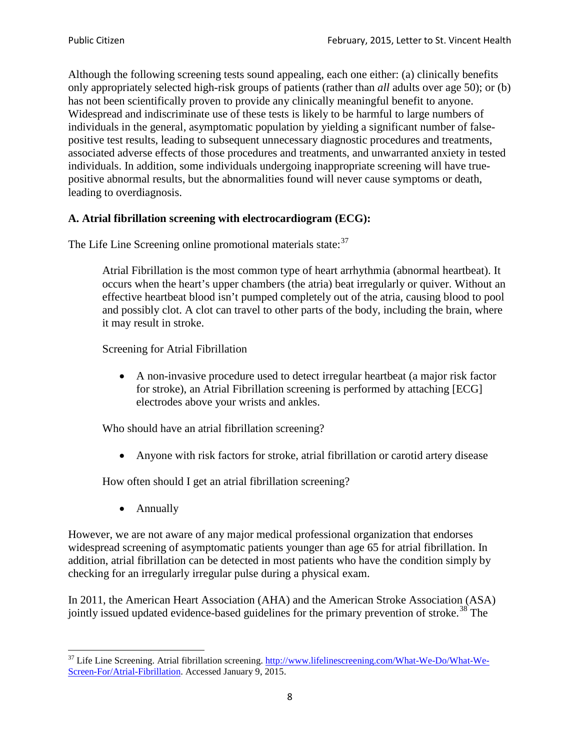Although the following screening tests sound appealing, each one either: (a) clinically benefits only appropriately selected high-risk groups of patients (rather than *all* adults over age 50); or (b) has not been scientifically proven to provide any clinically meaningful benefit to anyone. Widespread and indiscriminate use of these tests is likely to be harmful to large numbers of individuals in the general, asymptomatic population by yielding a significant number of false-positive test results, leading to subsequent unnecessary diagnostic procedures and treatments, associated adverse effects of those procedures and treatments, and unwarranted anxiety in tested individuals. In addition, some individuals undergoing inappropriate screening will have true-positive abnormal results, but the abnormalities found will never cause symptoms or death, leading to overdiagnosis.

**A. Atrial fibrillation screening with electrocardiogram (ECG):**

The Life Line Screening online promotional materials state:[37]

> Atrial Fibrillation is the most common type of heart arrhythmia (abnormal heartbeat). It occurs when the heart's upper chambers (the atria) beat irregularly or quiver. Without an effective heartbeat blood isn't pumped completely out of the atria, causing blood to pool and possibly clot. A clot can travel to other parts of the body, including the brain, where it may result in stroke.
>
> Screening for Atrial Fibrillation
>
> - A non-invasive procedure used to detect irregular heartbeat (a major risk factor for stroke), an Atrial Fibrillation screening is performed by attaching [ECG] electrodes above your wrists and ankles.
>
> Who should have an atrial fibrillation screening?
>
> - Anyone with risk factors for stroke, atrial fibrillation or carotid artery disease
>
> How often should I get an atrial fibrillation screening?
>
> - Annually

However, we are not aware of any major medical professional organization that endorses widespread screening of asymptomatic patients younger than age 65 for atrial fibrillation. In addition, atrial fibrillation can be detected in most patients who have the condition simply by checking for an irregularly irregular pulse during a physical exam.

In 2011, the American Heart Association (AHA) and the American Stroke Association (ASA) jointly issued updated evidence-based guidelines for the primary prevention of stroke.[38] The

---

[37] Life Line Screening. Atrial fibrillation screening. http://www.lifelinescreening.com/What-We-Do/What-We-Screen-For/Atrial-Fibrillation. Accessed January 9, 2015.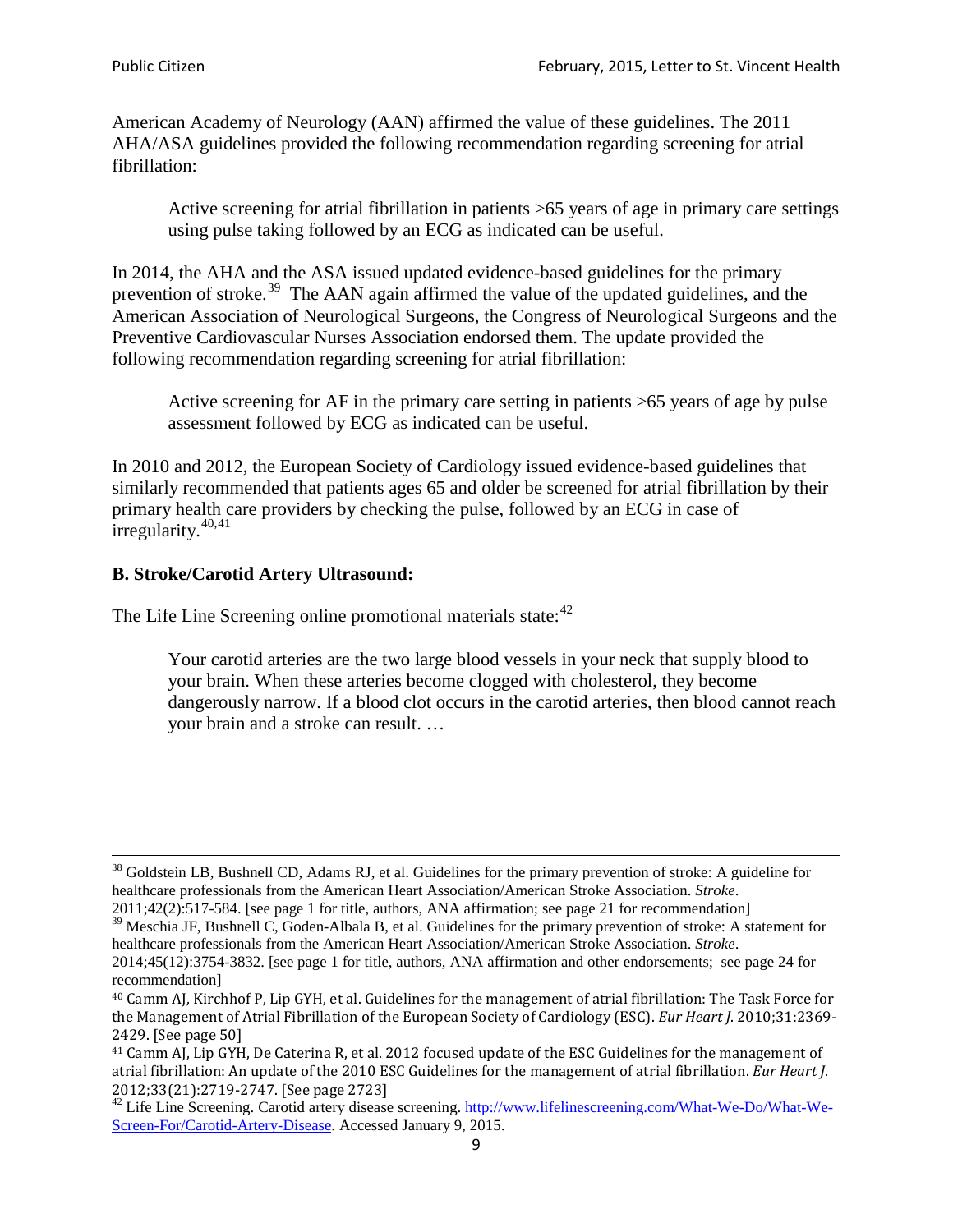American Academy of Neurology (AAN) affirmed the value of these guidelines. The 2011 AHA/ASA guidelines provided the following recommendation regarding screening for atrial fibrillation:

> Active screening for atrial fibrillation in patients >65 years of age in primary care settings using pulse taking followed by an ECG as indicated can be useful.

In 2014, the AHA and the ASA issued updated evidence-based guidelines for the primary prevention of stroke.[39] The AAN again affirmed the value of the updated guidelines, and the American Association of Neurological Surgeons, the Congress of Neurological Surgeons and the Preventive Cardiovascular Nurses Association endorsed them. The update provided the following recommendation regarding screening for atrial fibrillation:

> Active screening for AF in the primary care setting in patients >65 years of age by pulse assessment followed by ECG as indicated can be useful.

In 2010 and 2012, the European Society of Cardiology issued evidence-based guidelines that similarly recommended that patients ages 65 and older be screened for atrial fibrillation by their primary health care providers by checking the pulse, followed by an ECG in case of irregularity.[40,41]

### B. Stroke/Carotid Artery Ultrasound:

The Life Line Screening online promotional materials state:[42]

> Your carotid arteries are the two large blood vessels in your neck that supply blood to your brain. When these arteries become clogged with cholesterol, they become dangerously narrow. If a blood clot occurs in the carotid arteries, then blood cannot reach your brain and a stroke can result. …

---

[38] Goldstein LB, Bushnell CD, Adams RJ, et al. Guidelines for the primary prevention of stroke: A guideline for healthcare professionals from the American Heart Association/American Stroke Association. *Stroke*. 2011;42(2):517-584. [see page 1 for title, authors, ANA affirmation; see page 21 for recommendation]

[39] Meschia JF, Bushnell C, Goden-Albala B, et al. Guidelines for the primary prevention of stroke: A statement for healthcare professionals from the American Heart Association/American Stroke Association. *Stroke*. 2014;45(12):3754-3832. [see page 1 for title, authors, ANA affirmation and other endorsements; see page 24 for recommendation]

[40] Camm AJ, Kirchhof P, Lip GYH, et al. Guidelines for the management of atrial fibrillation: The Task Force for the Management of Atrial Fibrillation of the European Society of Cardiology (ESC). *Eur Heart J*. 2010;31:2369-2429. [See page 50]

[41] Camm AJ, Lip GYH, De Caterina R, et al. 2012 focused update of the ESC Guidelines for the management of atrial fibrillation: An update of the 2010 ESC Guidelines for the management of atrial fibrillation. *Eur Heart J*. 2012;33(21):2719-2747. [See page 2723]

[42] Life Line Screening. Carotid artery disease screening. http://www.lifelinescreening.com/What-We-Do/What-We-Screen-For/Carotid-Artery-Disease. Accessed January 9, 2015.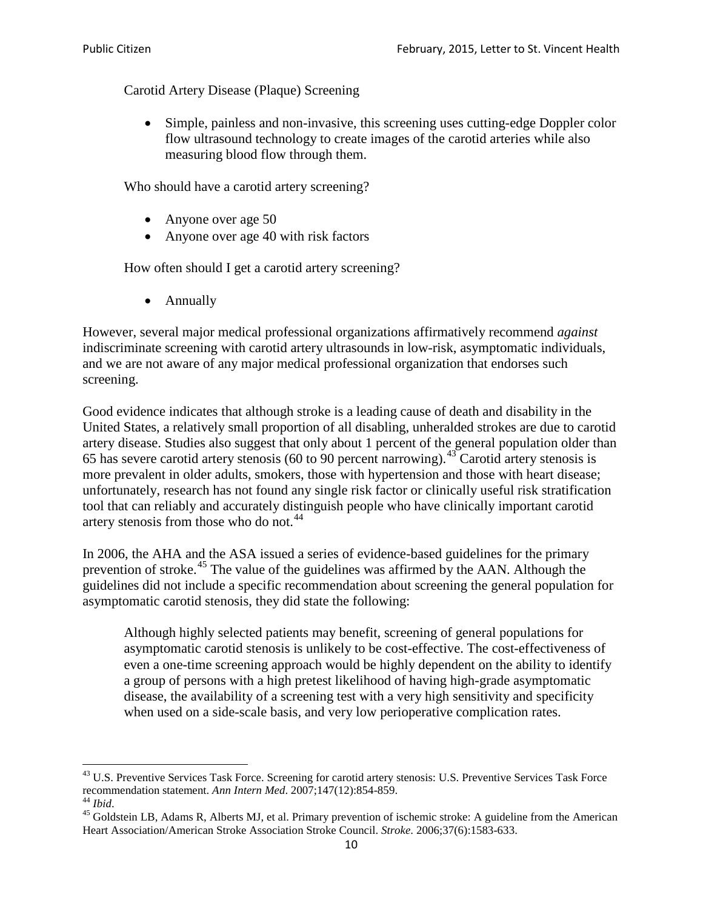Carotid Artery Disease (Plaque) Screening

- Simple, painless and non-invasive, this screening uses cutting-edge Doppler color flow ultrasound technology to create images of the carotid arteries while also measuring blood flow through them.

Who should have a carotid artery screening?

- Anyone over age 50
- Anyone over age 40 with risk factors

How often should I get a carotid artery screening?

- Annually

However, several major medical professional organizations affirmatively recommend *against* indiscriminate screening with carotid artery ultrasounds in low-risk, asymptomatic individuals, and we are not aware of any major medical professional organization that endorses such screening.

Good evidence indicates that although stroke is a leading cause of death and disability in the United States, a relatively small proportion of all disabling, unheralded strokes are due to carotid artery disease. Studies also suggest that only about 1 percent of the general population older than 65 has severe carotid artery stenosis (60 to 90 percent narrowing).[43] Carotid artery stenosis is more prevalent in older adults, smokers, those with hypertension and those with heart disease; unfortunately, research has not found any single risk factor or clinically useful risk stratification tool that can reliably and accurately distinguish people who have clinically important carotid artery stenosis from those who do not.[44]

In 2006, the AHA and the ASA issued a series of evidence-based guidelines for the primary prevention of stroke.[45] The value of the guidelines was affirmed by the AAN. Although the guidelines did not include a specific recommendation about screening the general population for asymptomatic carotid stenosis, they did state the following:

> Although highly selected patients may benefit, screening of general populations for asymptomatic carotid stenosis is unlikely to be cost-effective. The cost-effectiveness of even a one-time screening approach would be highly dependent on the ability to identify a group of persons with a high pretest likelihood of having high-grade asymptomatic disease, the availability of a screening test with a very high sensitivity and specificity when used on a side-scale basis, and very low perioperative complication rates.

---

[43] U.S. Preventive Services Task Force. Screening for carotid artery stenosis: U.S. Preventive Services Task Force recommendation statement. *Ann Intern Med*. 2007;147(12):854-859.

[44] *Ibid*.

[45] Goldstein LB, Adams R, Alberts MJ, et al. Primary prevention of ischemic stroke: A guideline from the American Heart Association/American Stroke Association Stroke Council. *Stroke*. 2006;37(6):1583-633.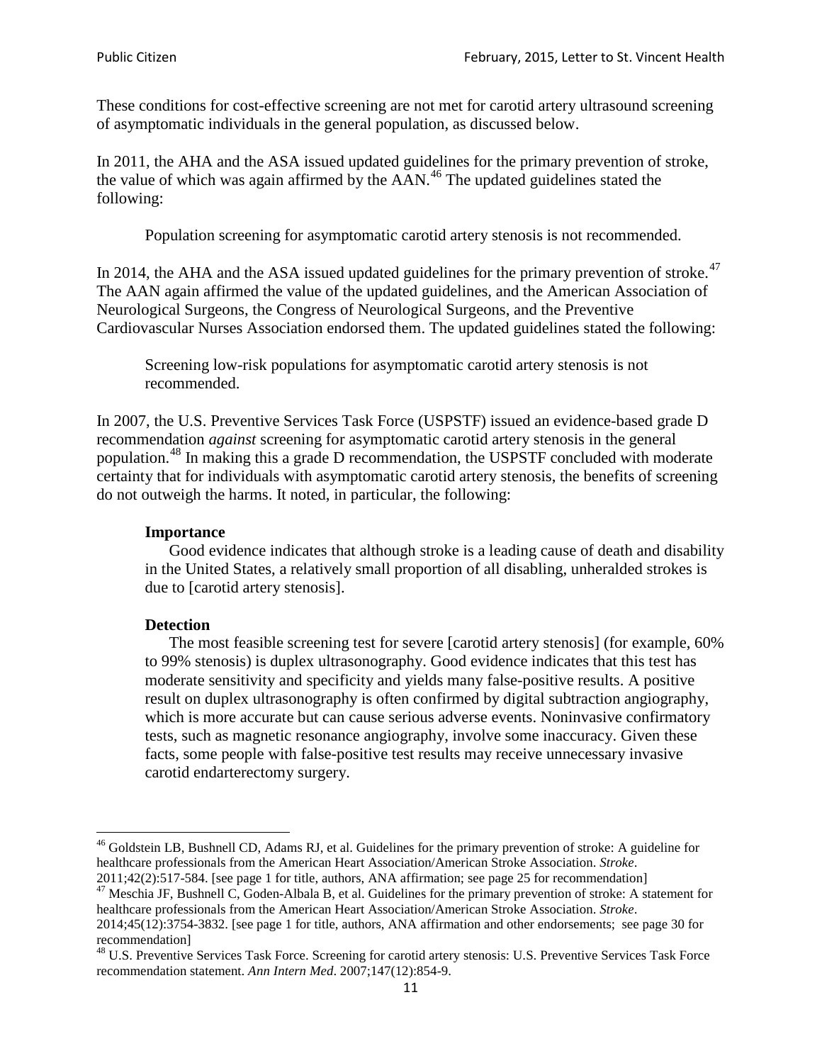These conditions for cost-effective screening are not met for carotid artery ultrasound screening of asymptomatic individuals in the general population, as discussed below.

In 2011, the AHA and the ASA issued updated guidelines for the primary prevention of stroke, the value of which was again affirmed by the AAN.[46] The updated guidelines stated the following:

> Population screening for asymptomatic carotid artery stenosis is not recommended.

In 2014, the AHA and the ASA issued updated guidelines for the primary prevention of stroke.[47] The AAN again affirmed the value of the updated guidelines, and the American Association of Neurological Surgeons, the Congress of Neurological Surgeons, and the Preventive Cardiovascular Nurses Association endorsed them. The updated guidelines stated the following:

> Screening low-risk populations for asymptomatic carotid artery stenosis is not recommended.

In 2007, the U.S. Preventive Services Task Force (USPSTF) issued an evidence-based grade D recommendation *against* screening for asymptomatic carotid artery stenosis in the general population.[48] In making this a grade D recommendation, the USPSTF concluded with moderate certainty that for individuals with asymptomatic carotid artery stenosis, the benefits of screening do not outweigh the harms. It noted, in particular, the following:

> **Importance**
>
> Good evidence indicates that although stroke is a leading cause of death and disability in the United States, a relatively small proportion of all disabling, unheralded strokes is due to [carotid artery stenosis].
>
> **Detection**
>
> The most feasible screening test for severe [carotid artery stenosis] (for example, 60% to 99% stenosis) is duplex ultrasonography. Good evidence indicates that this test has moderate sensitivity and specificity and yields many false-positive results. A positive result on duplex ultrasonography is often confirmed by digital subtraction angiography, which is more accurate but can cause serious adverse events. Noninvasive confirmatory tests, such as magnetic resonance angiography, involve some inaccuracy. Given these facts, some people with false-positive test results may receive unnecessary invasive carotid endarterectomy surgery.

---

[46] Goldstein LB, Bushnell CD, Adams RJ, et al. Guidelines for the primary prevention of stroke: A guideline for healthcare professionals from the American Heart Association/American Stroke Association. *Stroke*. 2011;42(2):517-584. [see page 1 for title, authors, ANA affirmation; see page 25 for recommendation]

[47] Meschia JF, Bushnell C, Goden-Albala B, et al. Guidelines for the primary prevention of stroke: A statement for healthcare professionals from the American Heart Association/American Stroke Association. *Stroke*. 2014;45(12):3754-3832. [see page 1 for title, authors, ANA affirmation and other endorsements; see page 30 for recommendation]

[48] U.S. Preventive Services Task Force. Screening for carotid artery stenosis: U.S. Preventive Services Task Force recommendation statement. *Ann Intern Med*. 2007;147(12):854-9.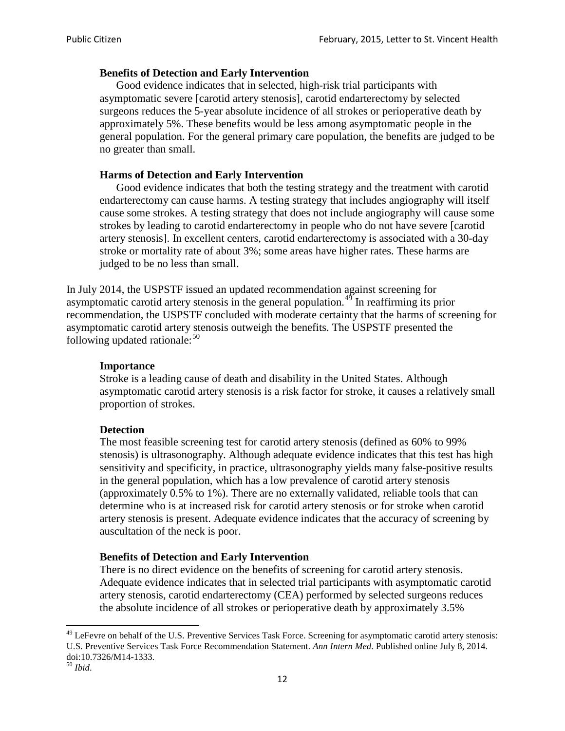> **Benefits of Detection and Early Intervention**
> Good evidence indicates that in selected, high-risk trial participants with asymptomatic severe [carotid artery stenosis], carotid endarterectomy by selected surgeons reduces the 5-year absolute incidence of all strokes or perioperative death by approximately 5%. These benefits would be less among asymptomatic people in the general population. For the general primary care population, the benefits are judged to be no greater than small.
>
> **Harms of Detection and Early Intervention**
> Good evidence indicates that both the testing strategy and the treatment with carotid endarterectomy can cause harms. A testing strategy that includes angiography will itself cause some strokes. A testing strategy that does not include angiography will cause some strokes by leading to carotid endarterectomy in people who do not have severe [carotid artery stenosis]. In excellent centers, carotid endarterectomy is associated with a 30-day stroke or mortality rate of about 3%; some areas have higher rates. These harms are judged to be no less than small.

In July 2014, the USPSTF issued an updated recommendation against screening for asymptomatic carotid artery stenosis in the general population.[49] In reaffirming its prior recommendation, the USPSTF concluded with moderate certainty that the harms of screening for asymptomatic carotid artery stenosis outweigh the benefits. The USPSTF presented the following updated rationale:[50]

> **Importance**
> Stroke is a leading cause of death and disability in the United States. Although asymptomatic carotid artery stenosis is a risk factor for stroke, it causes a relatively small proportion of strokes.
>
> **Detection**
> The most feasible screening test for carotid artery stenosis (defined as 60% to 99% stenosis) is ultrasonography. Although adequate evidence indicates that this test has high sensitivity and specificity, in practice, ultrasonography yields many false-positive results in the general population, which has a low prevalence of carotid artery stenosis (approximately 0.5% to 1%). There are no externally validated, reliable tools that can determine who is at increased risk for carotid artery stenosis or for stroke when carotid artery stenosis is present. Adequate evidence indicates that the accuracy of screening by auscultation of the neck is poor.
>
> **Benefits of Detection and Early Intervention**
> There is no direct evidence on the benefits of screening for carotid artery stenosis. Adequate evidence indicates that in selected trial participants with asymptomatic carotid artery stenosis, carotid endarterectomy (CEA) performed by selected surgeons reduces the absolute incidence of all strokes or perioperative death by approximately 3.5%

---

[49] LeFevre on behalf of the U.S. Preventive Services Task Force. Screening for asymptomatic carotid artery stenosis: U.S. Preventive Services Task Force Recommendation Statement. *Ann Intern Med*. Published online July 8, 2014. doi:10.7326/M14-1333.

[50] *Ibid*.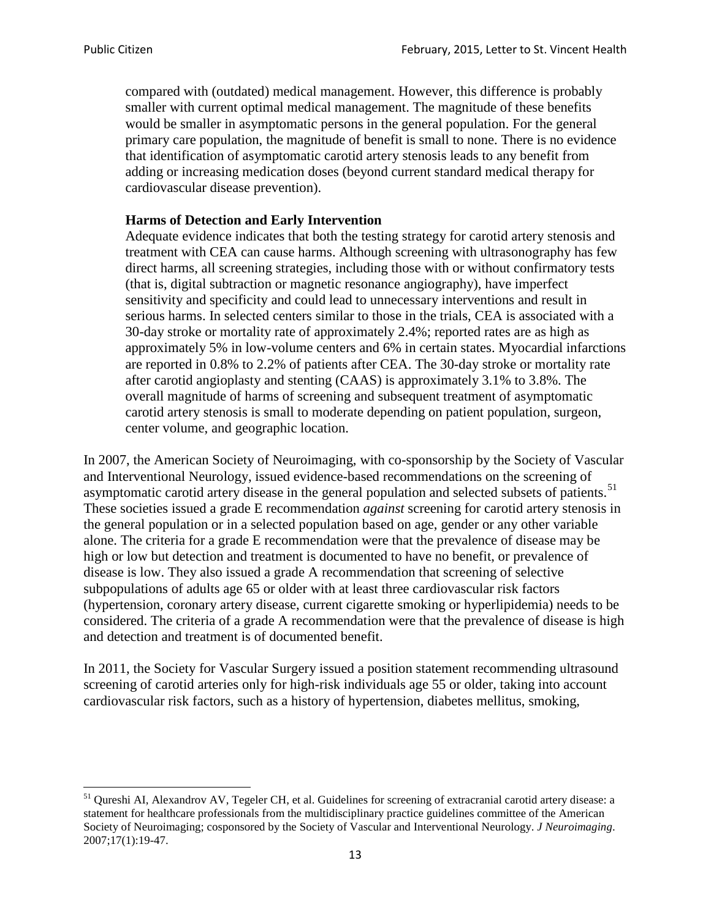> compared with (outdated) medical management. However, this difference is probably smaller with current optimal medical management. The magnitude of these benefits would be smaller in asymptomatic persons in the general population. For the general primary care population, the magnitude of benefit is small to none. There is no evidence that identification of asymptomatic carotid artery stenosis leads to any benefit from adding or increasing medication doses (beyond current standard medical therapy for cardiovascular disease prevention).
>
> **Harms of Detection and Early Intervention**
>
> Adequate evidence indicates that both the testing strategy for carotid artery stenosis and treatment with CEA can cause harms. Although screening with ultrasonography has few direct harms, all screening strategies, including those with or without confirmatory tests (that is, digital subtraction or magnetic resonance angiography), have imperfect sensitivity and specificity and could lead to unnecessary interventions and result in serious harms. In selected centers similar to those in the trials, CEA is associated with a 30-day stroke or mortality rate of approximately 2.4%; reported rates are as high as approximately 5% in low-volume centers and 6% in certain states. Myocardial infarctions are reported in 0.8% to 2.2% of patients after CEA. The 30-day stroke or mortality rate after carotid angioplasty and stenting (CAAS) is approximately 3.1% to 3.8%. The overall magnitude of harms of screening and subsequent treatment of asymptomatic carotid artery stenosis is small to moderate depending on patient population, surgeon, center volume, and geographic location.

In 2007, the American Society of Neuroimaging, with co-sponsorship by the Society of Vascular and Interventional Neurology, issued evidence-based recommendations on the screening of asymptomatic carotid artery disease in the general population and selected subsets of patients.[51] These societies issued a grade E recommendation *against* screening for carotid artery stenosis in the general population or in a selected population based on age, gender or any other variable alone. The criteria for a grade E recommendation were that the prevalence of disease may be high or low but detection and treatment is documented to have no benefit, or prevalence of disease is low. They also issued a grade A recommendation that screening of selective subpopulations of adults age 65 or older with at least three cardiovascular risk factors (hypertension, coronary artery disease, current cigarette smoking or hyperlipidemia) needs to be considered. The criteria of a grade A recommendation were that the prevalence of disease is high and detection and treatment is of documented benefit.

In 2011, the Society for Vascular Surgery issued a position statement recommending ultrasound screening of carotid arteries only for high-risk individuals age 55 or older, taking into account cardiovascular risk factors, such as a history of hypertension, diabetes mellitus, smoking,

---

[51] Qureshi AI, Alexandrov AV, Tegeler CH, et al. Guidelines for screening of extracranial carotid artery disease: a statement for healthcare professionals from the multidisciplinary practice guidelines committee of the American Society of Neuroimaging; cosponsored by the Society of Vascular and Interventional Neurology. *J Neuroimaging*. 2007;17(1):19-47.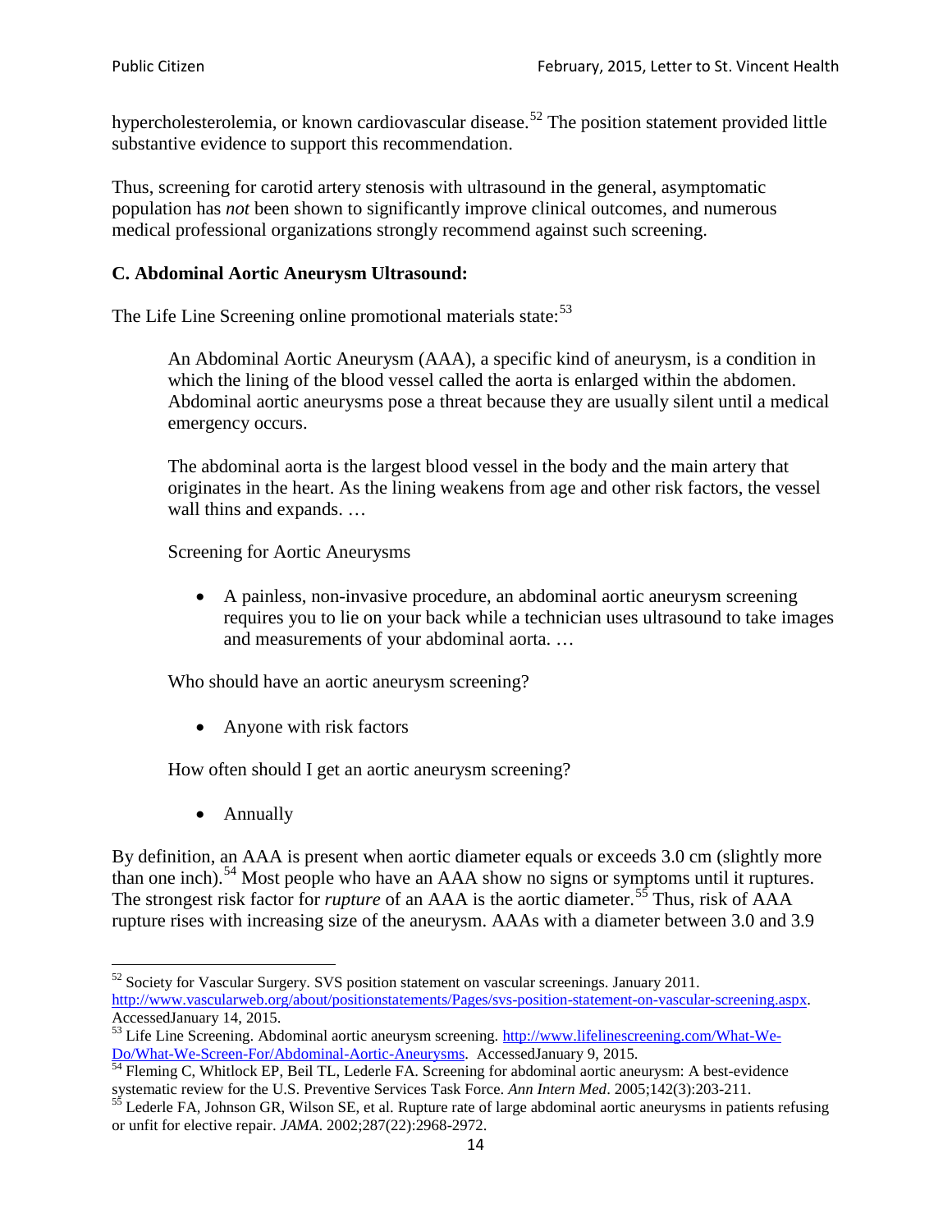hypercholesterolemia, or known cardiovascular disease.[52] The position statement provided little substantive evidence to support this recommendation.

Thus, screening for carotid artery stenosis with ultrasound in the general, asymptomatic population has *not* been shown to significantly improve clinical outcomes, and numerous medical professional organizations strongly recommend against such screening.

### C. Abdominal Aortic Aneurysm Ultrasound:

The Life Line Screening online promotional materials state:[53]

> An Abdominal Aortic Aneurysm (AAA), a specific kind of aneurysm, is a condition in which the lining of the blood vessel called the aorta is enlarged within the abdomen. Abdominal aortic aneurysms pose a threat because they are usually silent until a medical emergency occurs.
>
> The abdominal aorta is the largest blood vessel in the body and the main artery that originates in the heart. As the lining weakens from age and other risk factors, the vessel wall thins and expands. …
>
> Screening for Aortic Aneurysms
>
> - A painless, non-invasive procedure, an abdominal aortic aneurysm screening requires you to lie on your back while a technician uses ultrasound to take images and measurements of your abdominal aorta. …
>
> Who should have an aortic aneurysm screening?
>
> - Anyone with risk factors
>
> How often should I get an aortic aneurysm screening?
>
> - Annually

By definition, an AAA is present when aortic diameter equals or exceeds 3.0 cm (slightly more than one inch).[54] Most people who have an AAA show no signs or symptoms until it ruptures. The strongest risk factor for *rupture* of an AAA is the aortic diameter.[55] Thus, risk of AAA rupture rises with increasing size of the aneurysm. AAAs with a diameter between 3.0 and 3.9

---

[52] Society for Vascular Surgery. SVS position statement on vascular screenings. January 2011. http://www.vascularweb.org/about/positionstatements/Pages/svs-position-statement-on-vascular-screening.aspx. AccessedJanuary 14, 2015.

[53] Life Line Screening. Abdominal aortic aneurysm screening. http://www.lifelinescreening.com/What-We-Do/What-We-Screen-For/Abdominal-Aortic-Aneurysms. AccessedJanuary 9, 2015.

[54] Fleming C, Whitlock EP, Beil TL, Lederle FA. Screening for abdominal aortic aneurysm: A best-evidence systematic review for the U.S. Preventive Services Task Force. *Ann Intern Med*. 2005;142(3):203-211.

[55] Lederle FA, Johnson GR, Wilson SE, et al. Rupture rate of large abdominal aortic aneurysms in patients refusing or unfit for elective repair. *JAMA*. 2002;287(22):2968-2972.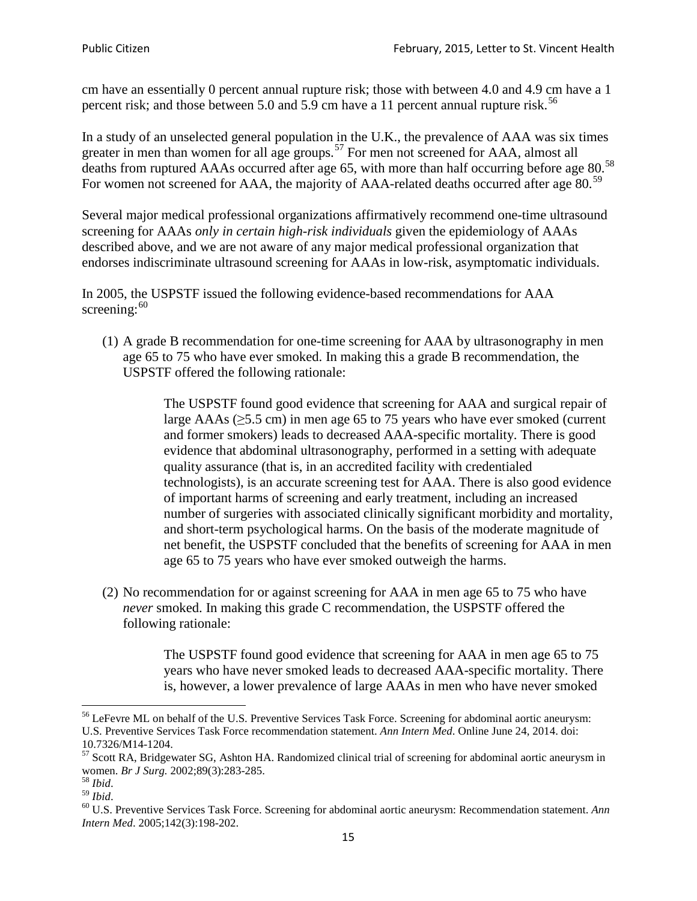cm have an essentially 0 percent annual rupture risk; those with between 4.0 and 4.9 cm have a 1 percent risk; and those between 5.0 and 5.9 cm have a 11 percent annual rupture risk.[56]

In a study of an unselected general population in the U.K., the prevalence of AAA was six times greater in men than women for all age groups.[57] For men not screened for AAA, almost all deaths from ruptured AAAs occurred after age 65, with more than half occurring before age 80.[58] For women not screened for AAA, the majority of AAA-related deaths occurred after age 80.[59]

Several major medical professional organizations affirmatively recommend one-time ultrasound screening for AAAs *only in certain high-risk individuals* given the epidemiology of AAAs described above, and we are not aware of any major medical professional organization that endorses indiscriminate ultrasound screening for AAAs in low-risk, asymptomatic individuals.

In 2005, the USPSTF issued the following evidence-based recommendations for AAA screening:[60]

(1) A grade B recommendation for one-time screening for AAA by ultrasonography in men age 65 to 75 who have ever smoked. In making this a grade B recommendation, the USPSTF offered the following rationale:

> The USPSTF found good evidence that screening for AAA and surgical repair of large AAAs (≥5.5 cm) in men age 65 to 75 years who have ever smoked (current and former smokers) leads to decreased AAA-specific mortality. There is good evidence that abdominal ultrasonography, performed in a setting with adequate quality assurance (that is, in an accredited facility with credentialed technologists), is an accurate screening test for AAA. There is also good evidence of important harms of screening and early treatment, including an increased number of surgeries with associated clinically significant morbidity and mortality, and short-term psychological harms. On the basis of the moderate magnitude of net benefit, the USPSTF concluded that the benefits of screening for AAA in men age 65 to 75 years who have ever smoked outweigh the harms.

(2) No recommendation for or against screening for AAA in men age 65 to 75 who have *never* smoked. In making this grade C recommendation, the USPSTF offered the following rationale:

> The USPSTF found good evidence that screening for AAA in men age 65 to 75 years who have never smoked leads to decreased AAA-specific mortality. There is, however, a lower prevalence of large AAAs in men who have never smoked

---

[56] LeFevre ML on behalf of the U.S. Preventive Services Task Force. Screening for abdominal aortic aneurysm: U.S. Preventive Services Task Force recommendation statement. *Ann Intern Med*. Online June 24, 2014. doi: 10.7326/M14-1204.

[57] Scott RA, Bridgewater SG, Ashton HA. Randomized clinical trial of screening for abdominal aortic aneurysm in women. *Br J Surg.* 2002;89(3):283-285.

[58] *Ibid*.

[59] *Ibid*.

[60] U.S. Preventive Services Task Force. Screening for abdominal aortic aneurysm: Recommendation statement. *Ann Intern Med*. 2005;142(3):198-202.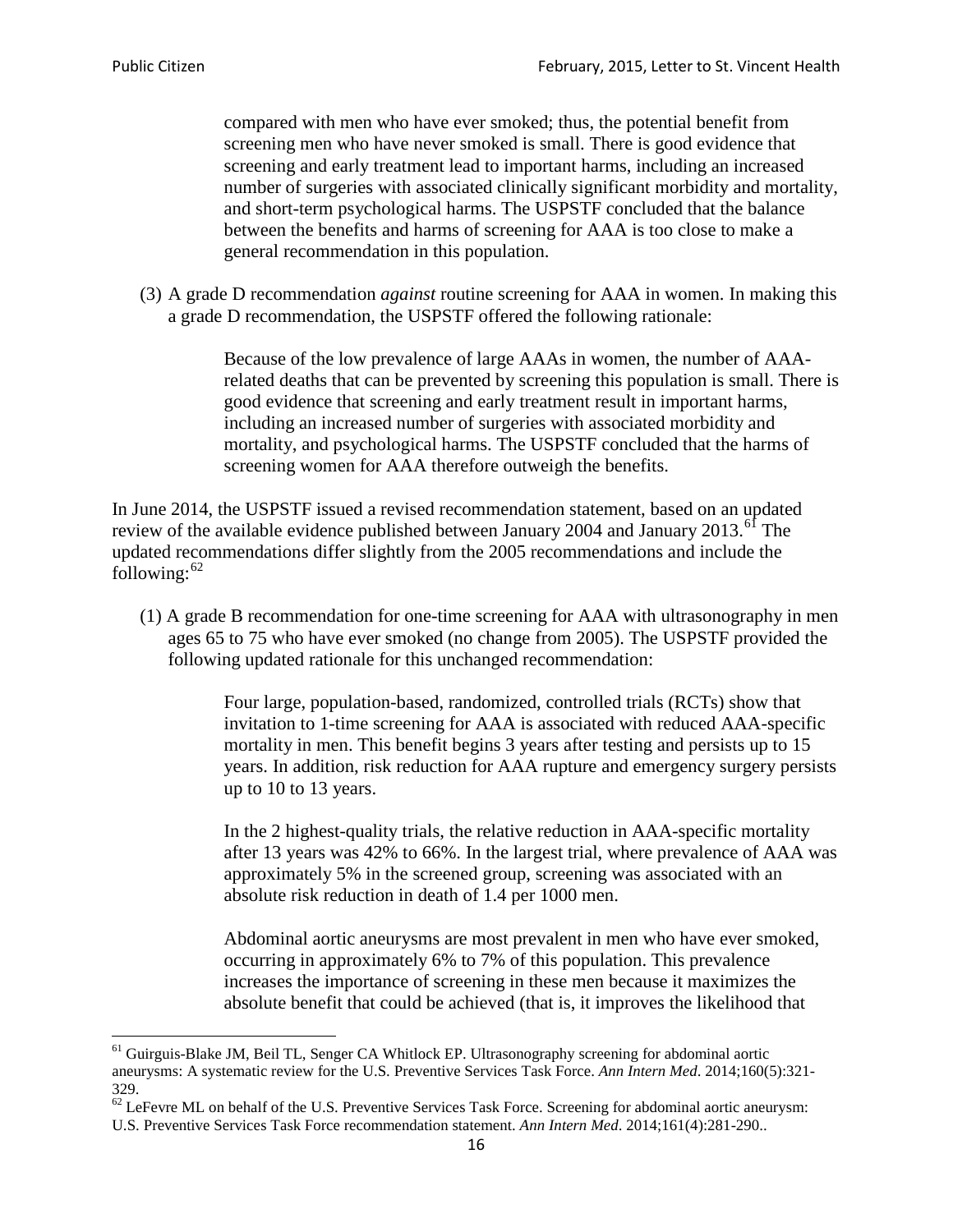> compared with men who have ever smoked; thus, the potential benefit from screening men who have never smoked is small. There is good evidence that screening and early treatment lead to important harms, including an increased number of surgeries with associated clinically significant morbidity and mortality, and short-term psychological harms. The USPSTF concluded that the balance between the benefits and harms of screening for AAA is too close to make a general recommendation in this population.

(3) A grade D recommendation *against* routine screening for AAA in women. In making this a grade D recommendation, the USPSTF offered the following rationale:

> Because of the low prevalence of large AAAs in women, the number of AAA-related deaths that can be prevented by screening this population is small. There is good evidence that screening and early treatment result in important harms, including an increased number of surgeries with associated morbidity and mortality, and psychological harms. The USPSTF concluded that the harms of screening women for AAA therefore outweigh the benefits.

In June 2014, the USPSTF issued a revised recommendation statement, based on an updated review of the available evidence published between January 2004 and January 2013.[61] The updated recommendations differ slightly from the 2005 recommendations and include the following:[62]

(1) A grade B recommendation for one-time screening for AAA with ultrasonography in men ages 65 to 75 who have ever smoked (no change from 2005). The USPSTF provided the following updated rationale for this unchanged recommendation:

> Four large, population-based, randomized, controlled trials (RCTs) show that invitation to 1-time screening for AAA is associated with reduced AAA-specific mortality in men. This benefit begins 3 years after testing and persists up to 15 years. In addition, risk reduction for AAA rupture and emergency surgery persists up to 10 to 13 years.
>
> In the 2 highest-quality trials, the relative reduction in AAA-specific mortality after 13 years was 42% to 66%. In the largest trial, where prevalence of AAA was approximately 5% in the screened group, screening was associated with an absolute risk reduction in death of 1.4 per 1000 men.
>
> Abdominal aortic aneurysms are most prevalent in men who have ever smoked, occurring in approximately 6% to 7% of this population. This prevalence increases the importance of screening in these men because it maximizes the absolute benefit that could be achieved (that is, it improves the likelihood that

---

[61] Guirguis-Blake JM, Beil TL, Senger CA Whitlock EP. Ultrasonography screening for abdominal aortic aneurysms: A systematic review for the U.S. Preventive Services Task Force. *Ann Intern Med*. 2014;160(5):321-329.

[62] LeFevre ML on behalf of the U.S. Preventive Services Task Force. Screening for abdominal aortic aneurysm: U.S. Preventive Services Task Force recommendation statement. *Ann Intern Med*. 2014;161(4):281-290..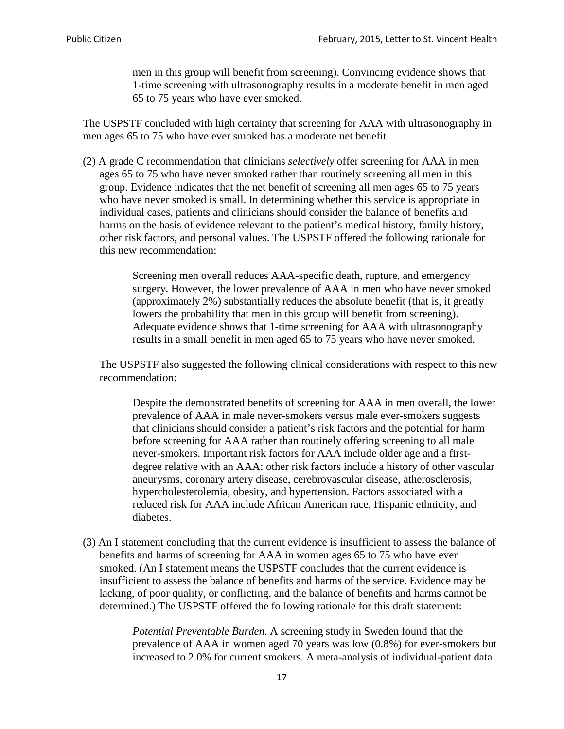> men in this group will benefit from screening). Convincing evidence shows that 1-time screening with ultrasonography results in a moderate benefit in men aged 65 to 75 years who have ever smoked.

The USPSTF concluded with high certainty that screening for AAA with ultrasonography in men ages 65 to 75 who have ever smoked has a moderate net benefit.

(2) A grade C recommendation that clinicians *selectively* offer screening for AAA in men ages 65 to 75 who have never smoked rather than routinely screening all men in this group. Evidence indicates that the net benefit of screening all men ages 65 to 75 years who have never smoked is small. In determining whether this service is appropriate in individual cases, patients and clinicians should consider the balance of benefits and harms on the basis of evidence relevant to the patient's medical history, family history, other risk factors, and personal values. The USPSTF offered the following rationale for this new recommendation:

> Screening men overall reduces AAA-specific death, rupture, and emergency surgery. However, the lower prevalence of AAA in men who have never smoked (approximately 2%) substantially reduces the absolute benefit (that is, it greatly lowers the probability that men in this group will benefit from screening). Adequate evidence shows that 1-time screening for AAA with ultrasonography results in a small benefit in men aged 65 to 75 years who have never smoked.

The USPSTF also suggested the following clinical considerations with respect to this new recommendation:

> Despite the demonstrated benefits of screening for AAA in men overall, the lower prevalence of AAA in male never-smokers versus male ever-smokers suggests that clinicians should consider a patient's risk factors and the potential for harm before screening for AAA rather than routinely offering screening to all male never-smokers. Important risk factors for AAA include older age and a first-degree relative with an AAA; other risk factors include a history of other vascular aneurysms, coronary artery disease, cerebrovascular disease, atherosclerosis, hypercholesterolemia, obesity, and hypertension. Factors associated with a reduced risk for AAA include African American race, Hispanic ethnicity, and diabetes.

(3) An I statement concluding that the current evidence is insufficient to assess the balance of benefits and harms of screening for AAA in women ages 65 to 75 who have ever smoked. (An I statement means the USPSTF concludes that the current evidence is insufficient to assess the balance of benefits and harms of the service. Evidence may be lacking, of poor quality, or conflicting, and the balance of benefits and harms cannot be determined.) The USPSTF offered the following rationale for this draft statement:

> *Potential Preventable Burden.* A screening study in Sweden found that the prevalence of AAA in women aged 70 years was low (0.8%) for ever-smokers but increased to 2.0% for current smokers. A meta-analysis of individual-patient data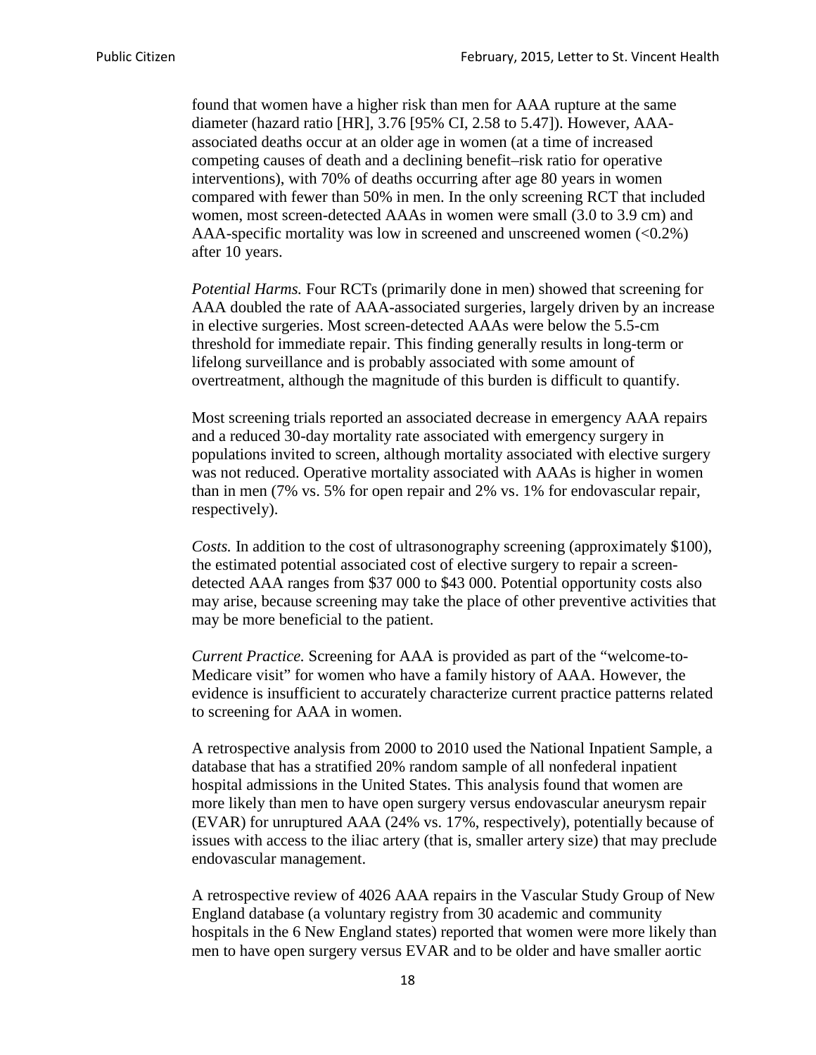found that women have a higher risk than men for AAA rupture at the same diameter (hazard ratio [HR], 3.76 [95% CI, 2.58 to 5.47]). However, AAA-associated deaths occur at an older age in women (at a time of increased competing causes of death and a declining benefit–risk ratio for operative interventions), with 70% of deaths occurring after age 80 years in women compared with fewer than 50% in men. In the only screening RCT that included women, most screen-detected AAAs in women were small (3.0 to 3.9 cm) and AAA-specific mortality was low in screened and unscreened women (<0.2%) after 10 years.

*Potential Harms.* Four RCTs (primarily done in men) showed that screening for AAA doubled the rate of AAA-associated surgeries, largely driven by an increase in elective surgeries. Most screen-detected AAAs were below the 5.5-cm threshold for immediate repair. This finding generally results in long-term or lifelong surveillance and is probably associated with some amount of overtreatment, although the magnitude of this burden is difficult to quantify.

Most screening trials reported an associated decrease in emergency AAA repairs and a reduced 30-day mortality rate associated with emergency surgery in populations invited to screen, although mortality associated with elective surgery was not reduced. Operative mortality associated with AAAs is higher in women than in men (7% vs. 5% for open repair and 2% vs. 1% for endovascular repair, respectively).

*Costs.* In addition to the cost of ultrasonography screening (approximately $100), the estimated potential associated cost of elective surgery to repair a screen-detected AAA ranges from $37 000 to $43 000. Potential opportunity costs also may arise, because screening may take the place of other preventive activities that may be more beneficial to the patient.

*Current Practice.* Screening for AAA is provided as part of the "welcome-to-Medicare visit" for women who have a family history of AAA. However, the evidence is insufficient to accurately characterize current practice patterns related to screening for AAA in women.

A retrospective analysis from 2000 to 2010 used the National Inpatient Sample, a database that has a stratified 20% random sample of all nonfederal inpatient hospital admissions in the United States. This analysis found that women are more likely than men to have open surgery versus endovascular aneurysm repair (EVAR) for unruptured AAA (24% vs. 17%, respectively), potentially because of issues with access to the iliac artery (that is, smaller artery size) that may preclude endovascular management.

A retrospective review of 4026 AAA repairs in the Vascular Study Group of New England database (a voluntary registry from 30 academic and community hospitals in the 6 New England states) reported that women were more likely than men to have open surgery versus EVAR and to be older and have smaller aortic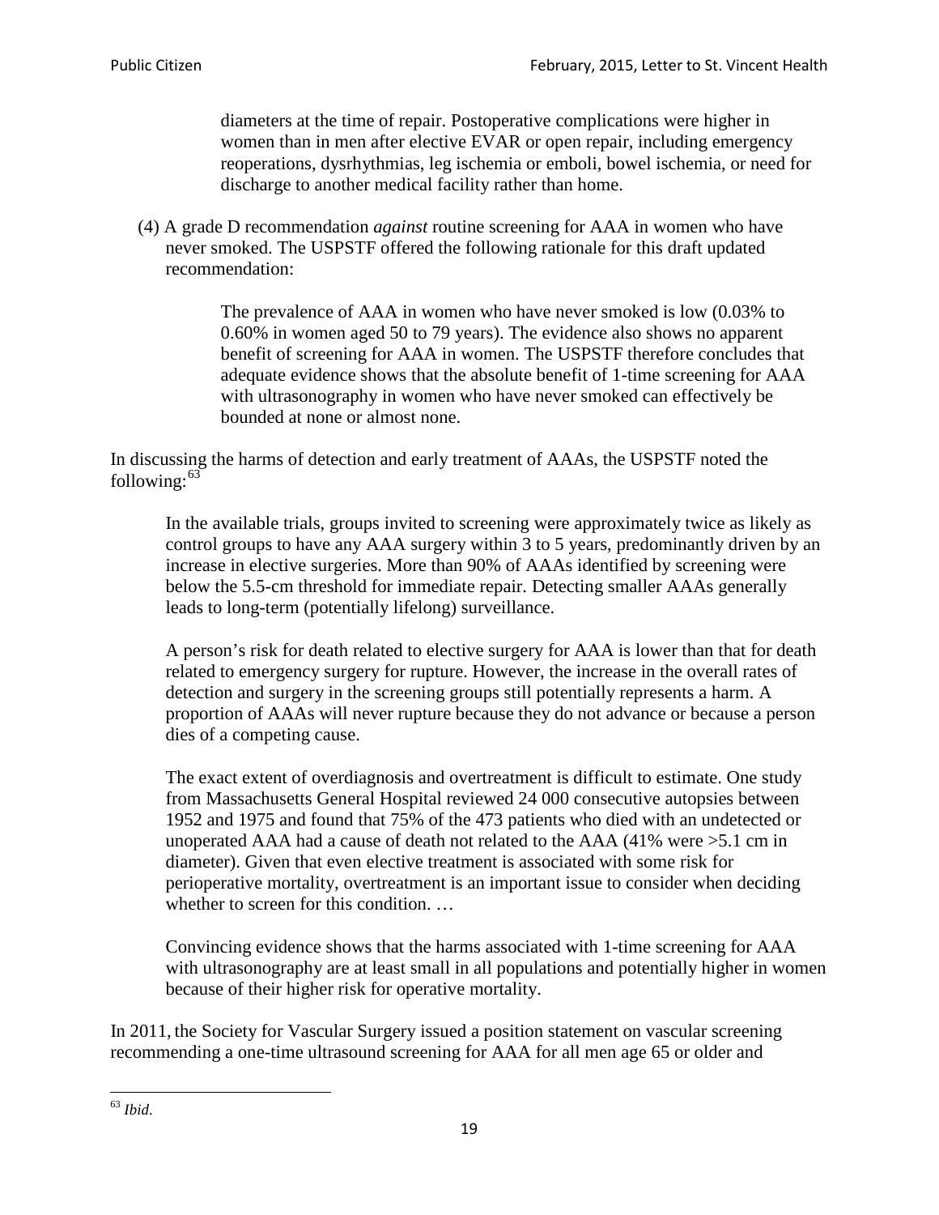> diameters at the time of repair. Postoperative complications were higher in women than in men after elective EVAR or open repair, including emergency reoperations, dysrhythmias, leg ischemia or emboli, bowel ischemia, or need for discharge to another medical facility rather than home.

(4) A grade D recommendation *against* routine screening for AAA in women who have never smoked. The USPSTF offered the following rationale for this draft updated recommendation:

> The prevalence of AAA in women who have never smoked is low (0.03% to 0.60% in women aged 50 to 79 years). The evidence also shows no apparent benefit of screening for AAA in women. The USPSTF therefore concludes that adequate evidence shows that the absolute benefit of 1-time screening for AAA with ultrasonography in women who have never smoked can effectively be bounded at none or almost none.

In discussing the harms of detection and early treatment of AAAs, the USPSTF noted the following:[63]

> In the available trials, groups invited to screening were approximately twice as likely as control groups to have any AAA surgery within 3 to 5 years, predominantly driven by an increase in elective surgeries. More than 90% of AAAs identified by screening were below the 5.5-cm threshold for immediate repair. Detecting smaller AAAs generally leads to long-term (potentially lifelong) surveillance.
>
> A person's risk for death related to elective surgery for AAA is lower than that for death related to emergency surgery for rupture. However, the increase in the overall rates of detection and surgery in the screening groups still potentially represents a harm. A proportion of AAAs will never rupture because they do not advance or because a person dies of a competing cause.
>
> The exact extent of overdiagnosis and overtreatment is difficult to estimate. One study from Massachusetts General Hospital reviewed 24 000 consecutive autopsies between 1952 and 1975 and found that 75% of the 473 patients who died with an undetected or unoperated AAA had a cause of death not related to the AAA (41% were >5.1 cm in diameter). Given that even elective treatment is associated with some risk for perioperative mortality, overtreatment is an important issue to consider when deciding whether to screen for this condition. …
>
> Convincing evidence shows that the harms associated with 1-time screening for AAA with ultrasonography are at least small in all populations and potentially higher in women because of their higher risk for operative mortality.

In 2011, the Society for Vascular Surgery issued a position statement on vascular screening recommending a one-time ultrasound screening for AAA for all men age 65 or older and

---

[63] *Ibid*.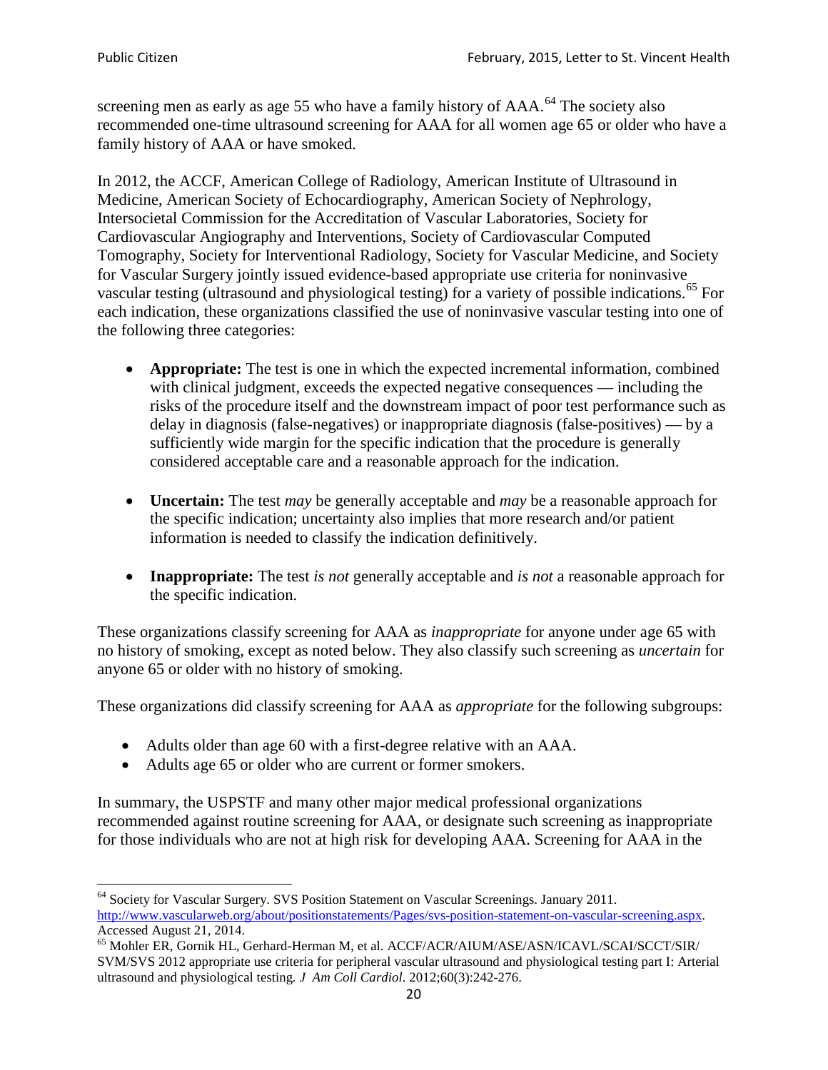screening men as early as age 55 who have a family history of AAA.[64] The society also recommended one-time ultrasound screening for AAA for all women age 65 or older who have a family history of AAA or have smoked.

In 2012, the ACCF, American College of Radiology, American Institute of Ultrasound in Medicine, American Society of Echocardiography, American Society of Nephrology, Intersocietal Commission for the Accreditation of Vascular Laboratories, Society for Cardiovascular Angiography and Interventions, Society of Cardiovascular Computed Tomography, Society for Interventional Radiology, Society for Vascular Medicine, and Society for Vascular Surgery jointly issued evidence-based appropriate use criteria for noninvasive vascular testing (ultrasound and physiological testing) for a variety of possible indications.[65] For each indication, these organizations classified the use of noninvasive vascular testing into one of the following three categories:

- **Appropriate:** The test is one in which the expected incremental information, combined with clinical judgment, exceeds the expected negative consequences — including the risks of the procedure itself and the downstream impact of poor test performance such as delay in diagnosis (false-negatives) or inappropriate diagnosis (false-positives) — by a sufficiently wide margin for the specific indication that the procedure is generally considered acceptable care and a reasonable approach for the indication.

- **Uncertain:** The test *may* be generally acceptable and *may* be a reasonable approach for the specific indication; uncertainty also implies that more research and/or patient information is needed to classify the indication definitively.

- **Inappropriate:** The test *is not* generally acceptable and *is not* a reasonable approach for the specific indication.

These organizations classify screening for AAA as *inappropriate* for anyone under age 65 with no history of smoking, except as noted below. They also classify such screening as *uncertain* for anyone 65 or older with no history of smoking.

These organizations did classify screening for AAA as *appropriate* for the following subgroups:

- Adults older than age 60 with a first-degree relative with an AAA.
- Adults age 65 or older who are current or former smokers.

In summary, the USPSTF and many other major medical professional organizations recommended against routine screening for AAA, or designate such screening as inappropriate for those individuals who are not at high risk for developing AAA. Screening for AAA in the

---

[64] Society for Vascular Surgery. SVS Position Statement on Vascular Screenings. January 2011. http://www.vascularweb.org/about/positionstatements/Pages/svs-position-statement-on-vascular-screening.aspx. Accessed August 21, 2014.

[65] Mohler ER, Gornik HL, Gerhard-Herman M, et al. ACCF/ACR/AIUM/ASE/ASN/ICAVL/SCAI/SCCT/SIR/SVM/SVS 2012 appropriate use criteria for peripheral vascular ultrasound and physiological testing part I: Arterial ultrasound and physiological testing. *J Am Coll Cardiol*. 2012;60(3):242-276.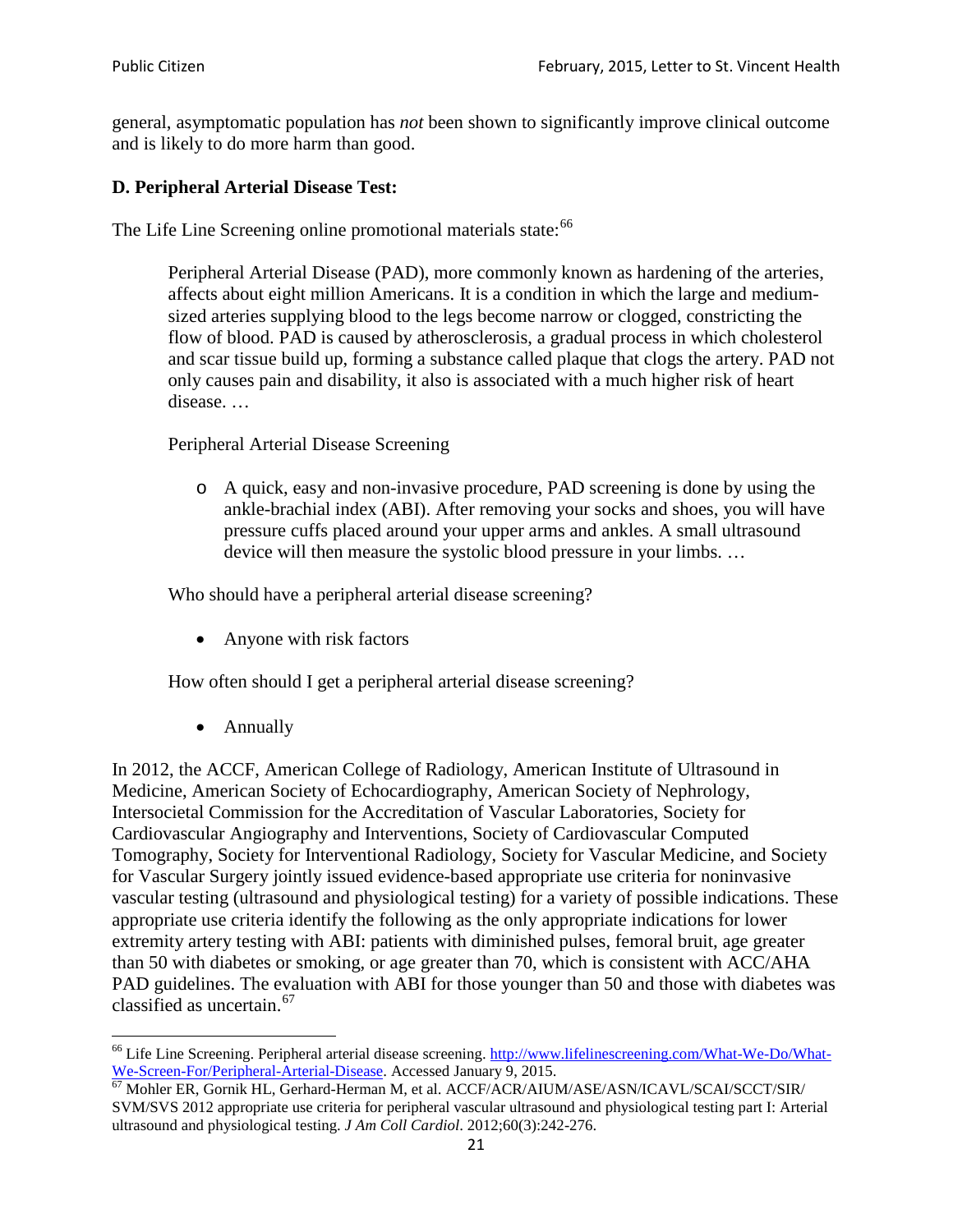general, asymptomatic population has *not* been shown to significantly improve clinical outcome and is likely to do more harm than good.

### D. Peripheral Arterial Disease Test:

The Life Line Screening online promotional materials state:[66]

> Peripheral Arterial Disease (PAD), more commonly known as hardening of the arteries, affects about eight million Americans. It is a condition in which the large and medium-sized arteries supplying blood to the legs become narrow or clogged, constricting the flow of blood. PAD is caused by atherosclerosis, a gradual process in which cholesterol and scar tissue build up, forming a substance called plaque that clogs the artery. PAD not only causes pain and disability, it also is associated with a much higher risk of heart disease. …
>
> Peripheral Arterial Disease Screening
>
> - A quick, easy and non-invasive procedure, PAD screening is done by using the ankle-brachial index (ABI). After removing your socks and shoes, you will have pressure cuffs placed around your upper arms and ankles. A small ultrasound device will then measure the systolic blood pressure in your limbs. …
>
> Who should have a peripheral arterial disease screening?
>
> - Anyone with risk factors
>
> How often should I get a peripheral arterial disease screening?
>
> - Annually

In 2012, the ACCF, American College of Radiology, American Institute of Ultrasound in Medicine, American Society of Echocardiography, American Society of Nephrology, Intersocietal Commission for the Accreditation of Vascular Laboratories, Society for Cardiovascular Angiography and Interventions, Society of Cardiovascular Computed Tomography, Society for Interventional Radiology, Society for Vascular Medicine, and Society for Vascular Surgery jointly issued evidence-based appropriate use criteria for noninvasive vascular testing (ultrasound and physiological testing) for a variety of possible indications. These appropriate use criteria identify the following as the only appropriate indications for lower extremity artery testing with ABI: patients with diminished pulses, femoral bruit, age greater than 50 with diabetes or smoking, or age greater than 70, which is consistent with ACC/AHA PAD guidelines. The evaluation with ABI for those younger than 50 and those with diabetes was classified as uncertain.[67]

---

[66] Life Line Screening. Peripheral arterial disease screening. http://www.lifelinescreening.com/What-We-Do/What-We-Screen-For/Peripheral-Arterial-Disease. Accessed January 9, 2015.

[67] Mohler ER, Gornik HL, Gerhard-Herman M, et al. ACCF/ACR/AIUM/ASE/ASN/ICAVL/SCAI/SCCT/SIR/SVM/SVS 2012 appropriate use criteria for peripheral vascular ultrasound and physiological testing part I: Arterial ultrasound and physiological testing. *J Am Coll Cardiol*. 2012;60(3):242-276.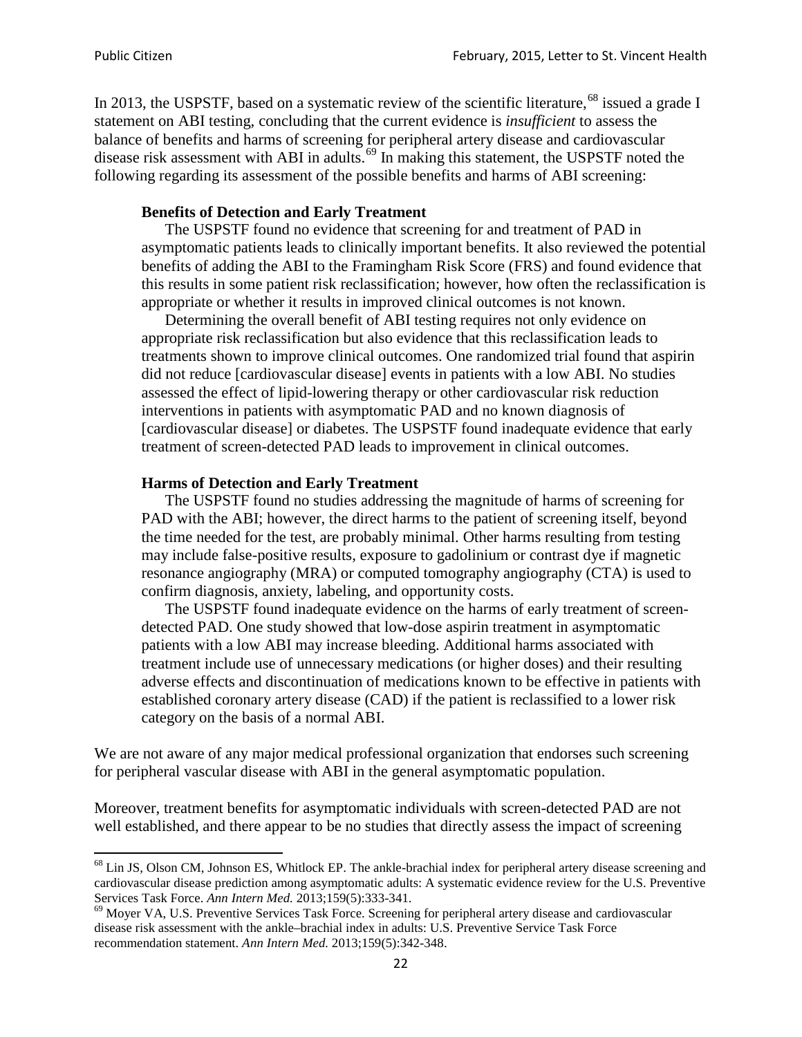In 2013, the USPSTF, based on a systematic review of the scientific literature,[68] issued a grade I statement on ABI testing, concluding that the current evidence is *insufficient* to assess the balance of benefits and harms of screening for peripheral artery disease and cardiovascular disease risk assessment with ABI in adults.[69] In making this statement, the USPSTF noted the following regarding its assessment of the possible benefits and harms of ABI screening:

> **Benefits of Detection and Early Treatment**
>
> The USPSTF found no evidence that screening for and treatment of PAD in asymptomatic patients leads to clinically important benefits. It also reviewed the potential benefits of adding the ABI to the Framingham Risk Score (FRS) and found evidence that this results in some patient risk reclassification; however, how often the reclassification is appropriate or whether it results in improved clinical outcomes is not known.
>
> Determining the overall benefit of ABI testing requires not only evidence on appropriate risk reclassification but also evidence that this reclassification leads to treatments shown to improve clinical outcomes. One randomized trial found that aspirin did not reduce [cardiovascular disease] events in patients with a low ABI. No studies assessed the effect of lipid-lowering therapy or other cardiovascular risk reduction interventions in patients with asymptomatic PAD and no known diagnosis of [cardiovascular disease] or diabetes. The USPSTF found inadequate evidence that early treatment of screen-detected PAD leads to improvement in clinical outcomes.
>
> **Harms of Detection and Early Treatment**
>
> The USPSTF found no studies addressing the magnitude of harms of screening for PAD with the ABI; however, the direct harms to the patient of screening itself, beyond the time needed for the test, are probably minimal. Other harms resulting from testing may include false-positive results, exposure to gadolinium or contrast dye if magnetic resonance angiography (MRA) or computed tomography angiography (CTA) is used to confirm diagnosis, anxiety, labeling, and opportunity costs.
>
> The USPSTF found inadequate evidence on the harms of early treatment of screen-detected PAD. One study showed that low-dose aspirin treatment in asymptomatic patients with a low ABI may increase bleeding. Additional harms associated with treatment include use of unnecessary medications (or higher doses) and their resulting adverse effects and discontinuation of medications known to be effective in patients with established coronary artery disease (CAD) if the patient is reclassified to a lower risk category on the basis of a normal ABI.

We are not aware of any major medical professional organization that endorses such screening for peripheral vascular disease with ABI in the general asymptomatic population.

Moreover, treatment benefits for asymptomatic individuals with screen-detected PAD are not well established, and there appear to be no studies that directly assess the impact of screening

---

[68] Lin JS, Olson CM, Johnson ES, Whitlock EP. The ankle-brachial index for peripheral artery disease screening and cardiovascular disease prediction among asymptomatic adults: A systematic evidence review for the U.S. Preventive Services Task Force. *Ann Intern Med.* 2013;159(5):333-341.

[69] Moyer VA, U.S. Preventive Services Task Force. Screening for peripheral artery disease and cardiovascular disease risk assessment with the ankle–brachial index in adults: U.S. Preventive Service Task Force recommendation statement. *Ann Intern Med.* 2013;159(5):342-348.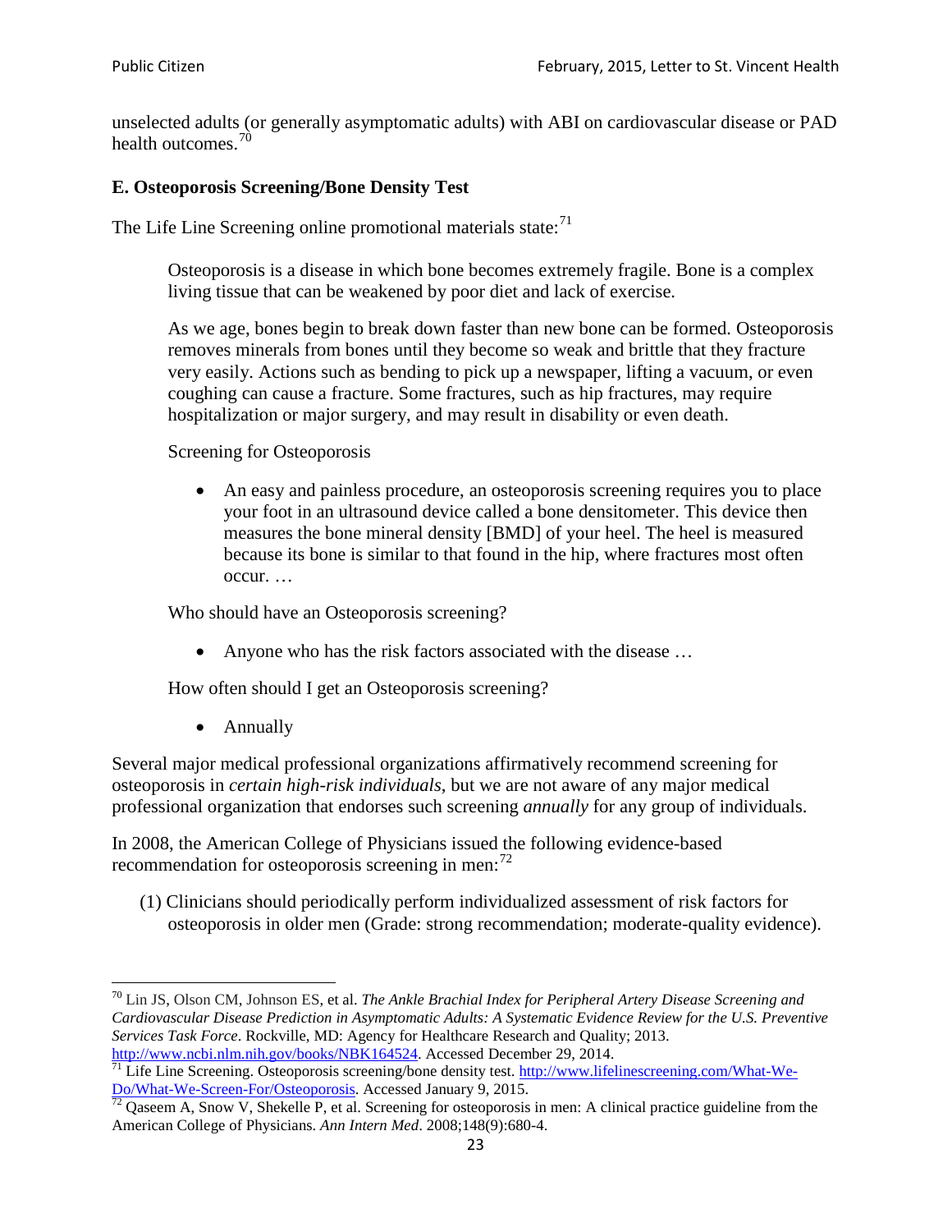unselected adults (or generally asymptomatic adults) with ABI on cardiovascular disease or PAD health outcomes.[70]

### E. Osteoporosis Screening/Bone Density Test

The Life Line Screening online promotional materials state:[71]

> Osteoporosis is a disease in which bone becomes extremely fragile. Bone is a complex living tissue that can be weakened by poor diet and lack of exercise.
>
> As we age, bones begin to break down faster than new bone can be formed. Osteoporosis removes minerals from bones until they become so weak and brittle that they fracture very easily. Actions such as bending to pick up a newspaper, lifting a vacuum, or even coughing can cause a fracture. Some fractures, such as hip fractures, may require hospitalization or major surgery, and may result in disability or even death.
>
> Screening for Osteoporosis
>
> - An easy and painless procedure, an osteoporosis screening requires you to place your foot in an ultrasound device called a bone densitometer. This device then measures the bone mineral density [BMD] of your heel. The heel is measured because its bone is similar to that found in the hip, where fractures most often occur. …
>
> Who should have an Osteoporosis screening?
>
> - Anyone who has the risk factors associated with the disease …
>
> How often should I get an Osteoporosis screening?
>
> - Annually

Several major medical professional organizations affirmatively recommend screening for osteoporosis in *certain high-risk individuals*, but we are not aware of any major medical professional organization that endorses such screening *annually* for any group of individuals.

In 2008, the American College of Physicians issued the following evidence-based recommendation for osteoporosis screening in men:[72]

(1) Clinicians should periodically perform individualized assessment of risk factors for osteoporosis in older men (Grade: strong recommendation; moderate-quality evidence).

---

[70] Lin JS, Olson CM, Johnson ES, et al. *The Ankle Brachial Index for Peripheral Artery Disease Screening and Cardiovascular Disease Prediction in Asymptomatic Adults: A Systematic Evidence Review for the U.S. Preventive Services Task Force*. Rockville, MD: Agency for Healthcare Research and Quality; 2013. http://www.ncbi.nlm.nih.gov/books/NBK164524. Accessed December 29, 2014.

[71] Life Line Screening. Osteoporosis screening/bone density test. http://www.lifelinescreening.com/What-We-Do/What-We-Screen-For/Osteoporosis. Accessed January 9, 2015.

[72] Qaseem A, Snow V, Shekelle P, et al. Screening for osteoporosis in men: A clinical practice guideline from the American College of Physicians. *Ann Intern Med*. 2008;148(9):680-4.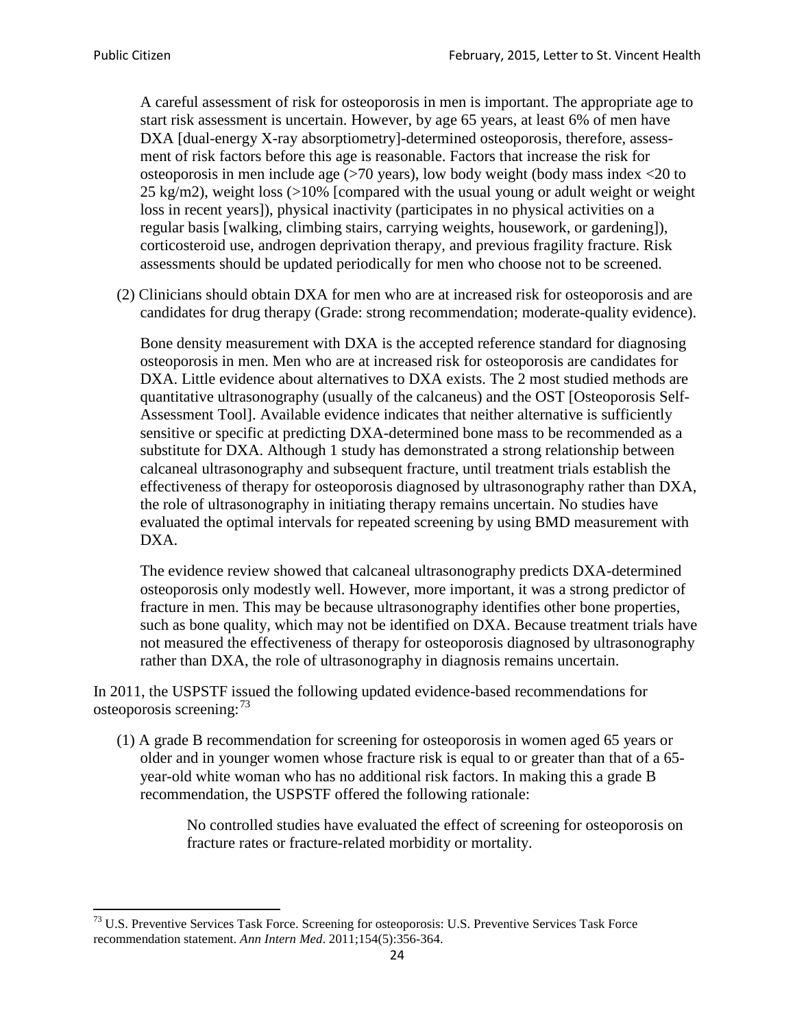A careful assessment of risk for osteoporosis in men is important. The appropriate age to start risk assessment is uncertain. However, by age 65 years, at least 6% of men have DXA [dual-energy X-ray absorptiometry]-determined osteoporosis, therefore, assessment of risk factors before this age is reasonable. Factors that increase the risk for osteoporosis in men include age (>70 years), low body weight (body mass index <20 to 25 kg/m2), weight loss (>10% [compared with the usual young or adult weight or weight loss in recent years]), physical inactivity (participates in no physical activities on a regular basis [walking, climbing stairs, carrying weights, housework, or gardening]), corticosteroid use, androgen deprivation therapy, and previous fragility fracture. Risk assessments should be updated periodically for men who choose not to be screened.

(2) Clinicians should obtain DXA for men who are at increased risk for osteoporosis and are candidates for drug therapy (Grade: strong recommendation; moderate-quality evidence).

Bone density measurement with DXA is the accepted reference standard for diagnosing osteoporosis in men. Men who are at increased risk for osteoporosis are candidates for DXA. Little evidence about alternatives to DXA exists. The 2 most studied methods are quantitative ultrasonography (usually of the calcaneus) and the OST [Osteoporosis Self-Assessment Tool]. Available evidence indicates that neither alternative is sufficiently sensitive or specific at predicting DXA-determined bone mass to be recommended as a substitute for DXA. Although 1 study has demonstrated a strong relationship between calcaneal ultrasonography and subsequent fracture, until treatment trials establish the effectiveness of therapy for osteoporosis diagnosed by ultrasonography rather than DXA, the role of ultrasonography in initiating therapy remains uncertain. No studies have evaluated the optimal intervals for repeated screening by using BMD measurement with DXA.

The evidence review showed that calcaneal ultrasonography predicts DXA-determined osteoporosis only modestly well. However, more important, it was a strong predictor of fracture in men. This may be because ultrasonography identifies other bone properties, such as bone quality, which may not be identified on DXA. Because treatment trials have not measured the effectiveness of therapy for osteoporosis diagnosed by ultrasonography rather than DXA, the role of ultrasonography in diagnosis remains uncertain.

In 2011, the USPSTF issued the following updated evidence-based recommendations for osteoporosis screening:[73]

(1) A grade B recommendation for screening for osteoporosis in women aged 65 years or older and in younger women whose fracture risk is equal to or greater than that of a 65-year-old white woman who has no additional risk factors. In making this a grade B recommendation, the USPSTF offered the following rationale:

> No controlled studies have evaluated the effect of screening for osteoporosis on fracture rates or fracture-related morbidity or mortality.

[73] U.S. Preventive Services Task Force. Screening for osteoporosis: U.S. Preventive Services Task Force recommendation statement. *Ann Intern Med*. 2011;154(5):356-364.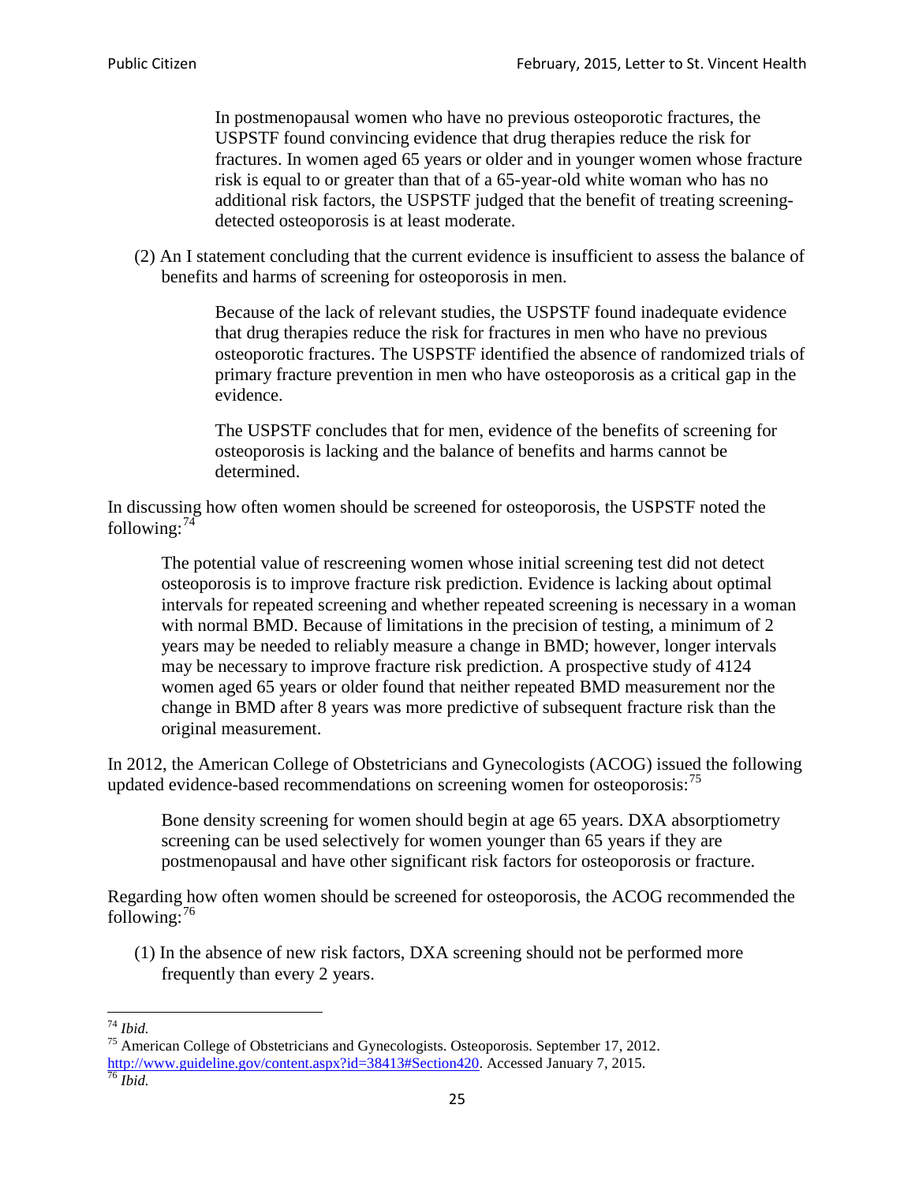> In postmenopausal women who have no previous osteoporotic fractures, the USPSTF found convincing evidence that drug therapies reduce the risk for fractures. In women aged 65 years or older and in younger women whose fracture risk is equal to or greater than that of a 65-year-old white woman who has no additional risk factors, the USPSTF judged that the benefit of treating screening-detected osteoporosis is at least moderate.

(2) An I statement concluding that the current evidence is insufficient to assess the balance of benefits and harms of screening for osteoporosis in men.

> Because of the lack of relevant studies, the USPSTF found inadequate evidence that drug therapies reduce the risk for fractures in men who have no previous osteoporotic fractures. The USPSTF identified the absence of randomized trials of primary fracture prevention in men who have osteoporosis as a critical gap in the evidence.
>
> The USPSTF concludes that for men, evidence of the benefits of screening for osteoporosis is lacking and the balance of benefits and harms cannot be determined.

In discussing how often women should be screened for osteoporosis, the USPSTF noted the following:[74]

> The potential value of rescreening women whose initial screening test did not detect osteoporosis is to improve fracture risk prediction. Evidence is lacking about optimal intervals for repeated screening and whether repeated screening is necessary in a woman with normal BMD. Because of limitations in the precision of testing, a minimum of 2 years may be needed to reliably measure a change in BMD; however, longer intervals may be necessary to improve fracture risk prediction. A prospective study of 4124 women aged 65 years or older found that neither repeated BMD measurement nor the change in BMD after 8 years was more predictive of subsequent fracture risk than the original measurement.

In 2012, the American College of Obstetricians and Gynecologists (ACOG) issued the following updated evidence-based recommendations on screening women for osteoporosis:[75]

> Bone density screening for women should begin at age 65 years. DXA absorptiometry screening can be used selectively for women younger than 65 years if they are postmenopausal and have other significant risk factors for osteoporosis or fracture.

Regarding how often women should be screened for osteoporosis, the ACOG recommended the following:[76]

(1) In the absence of new risk factors, DXA screening should not be performed more frequently than every 2 years.

---

[74] *Ibid.*

[75] American College of Obstetricians and Gynecologists. Osteoporosis. September 17, 2012. http://www.guideline.gov/content.aspx?id=38413#Section420. Accessed January 7, 2015.

[76] *Ibid.*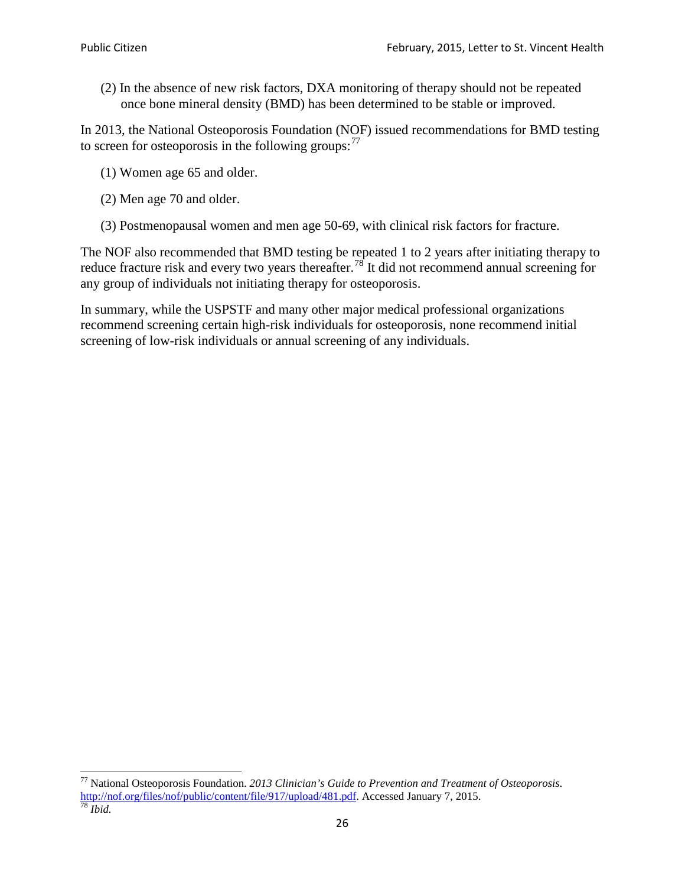(2) In the absence of new risk factors, DXA monitoring of therapy should not be repeated once bone mineral density (BMD) has been determined to be stable or improved.

In 2013, the National Osteoporosis Foundation (NOF) issued recommendations for BMD testing to screen for osteoporosis in the following groups:[77]

(1) Women age 65 and older.

(2) Men age 70 and older.

(3) Postmenopausal women and men age 50-69, with clinical risk factors for fracture.

The NOF also recommended that BMD testing be repeated 1 to 2 years after initiating therapy to reduce fracture risk and every two years thereafter.[78] It did not recommend annual screening for any group of individuals not initiating therapy for osteoporosis.

In summary, while the USPSTF and many other major medical professional organizations recommend screening certain high-risk individuals for osteoporosis, none recommend initial screening of low-risk individuals or annual screening of any individuals.

---

[77] National Osteoporosis Foundation. *2013 Clinician's Guide to Prevention and Treatment of Osteoporosis.* http://nof.org/files/nof/public/content/file/917/upload/481.pdf. Accessed January 7, 2015.

[78] *Ibid.*